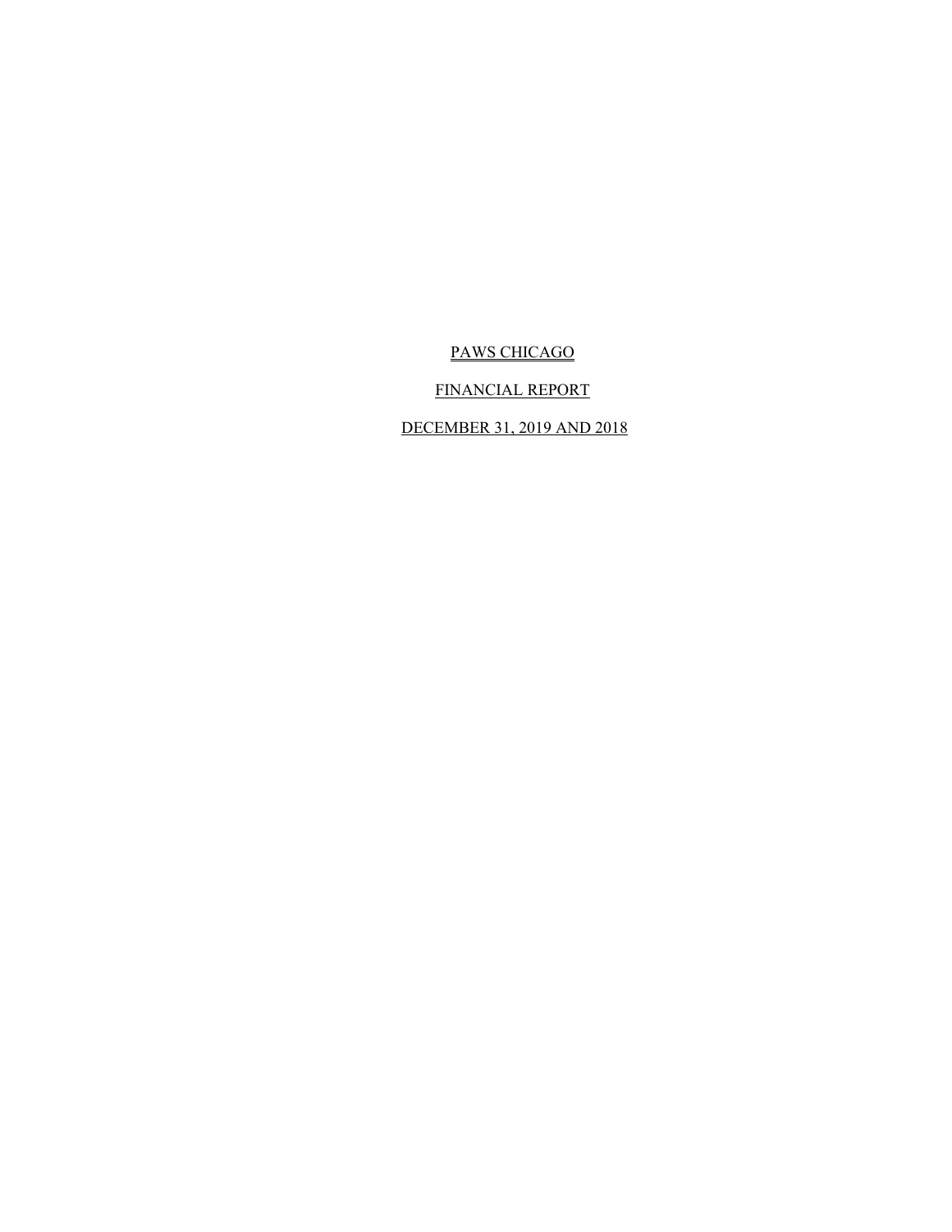# PAWS CHICAGO

## FINANCIAL REPORT

## DECEMBER 31, 2019 AND 2018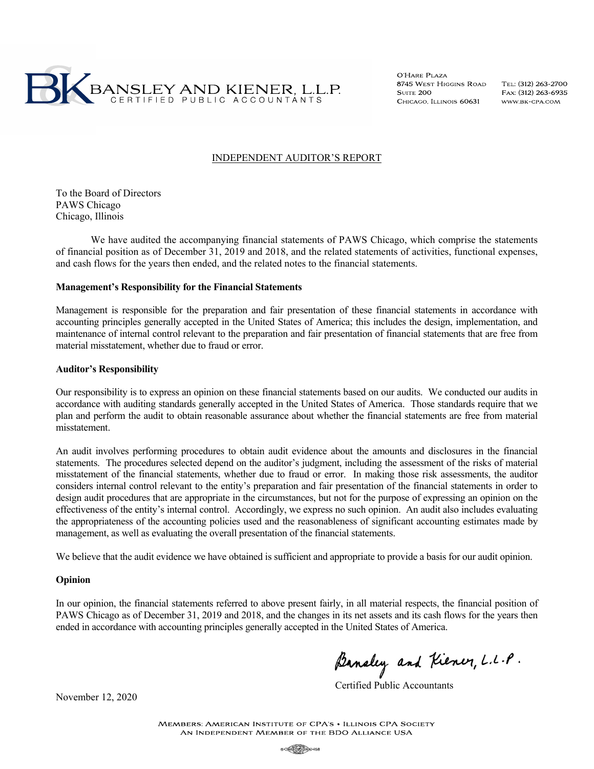BANSLEY AND KIENER, L.L.P.
CERTIFIED PUBLIC ACCOUNTANTS

O'Hare Plaza
8745 West Higgins Road
Suite 200
Chicago, Illinois 60631

Tel: (312) 263-2700
Fax: (312) 263-6935
www.bk-cpa.com

# INDEPENDENT AUDITOR'S REPORT

To the Board of Directors
PAWS Chicago
Chicago, Illinois

We have audited the accompanying financial statements of PAWS Chicago, which comprise the statements of financial position as of December 31, 2019 and 2018, and the related statements of activities, functional expenses, and cash flows for the years then ended, and the related notes to the financial statements.

**Management's Responsibility for the Financial Statements**

Management is responsible for the preparation and fair presentation of these financial statements in accordance with accounting principles generally accepted in the United States of America; this includes the design, implementation, and maintenance of internal control relevant to the preparation and fair presentation of financial statements that are free from material misstatement, whether due to fraud or error.

**Auditor's Responsibility**

Our responsibility is to express an opinion on these financial statements based on our audits. We conducted our audits in accordance with auditing standards generally accepted in the United States of America. Those standards require that we plan and perform the audit to obtain reasonable assurance about whether the financial statements are free from material misstatement.

An audit involves performing procedures to obtain audit evidence about the amounts and disclosures in the financial statements. The procedures selected depend on the auditor's judgment, including the assessment of the risks of material misstatement of the financial statements, whether due to fraud or error. In making those risk assessments, the auditor considers internal control relevant to the entity's preparation and fair presentation of the financial statements in order to design audit procedures that are appropriate in the circumstances, but not for the purpose of expressing an opinion on the effectiveness of the entity's internal control. Accordingly, we express no such opinion. An audit also includes evaluating the appropriateness of the accounting policies used and the reasonableness of significant accounting estimates made by management, as well as evaluating the overall presentation of the financial statements.

We believe that the audit evidence we have obtained is sufficient and appropriate to provide a basis for our audit opinion.

**Opinion**

In our opinion, the financial statements referred to above present fairly, in all material respects, the financial position of PAWS Chicago as of December 31, 2019 and 2018, and the changes in its net assets and its cash flows for the years then ended in accordance with accounting principles generally accepted in the United States of America.

Bansley and Kiener, L.L.P.

Certified Public Accountants

November 12, 2020

Members: American Institute of CPA's • Illinois CPA Society
An Independent Member of the BDO Alliance USA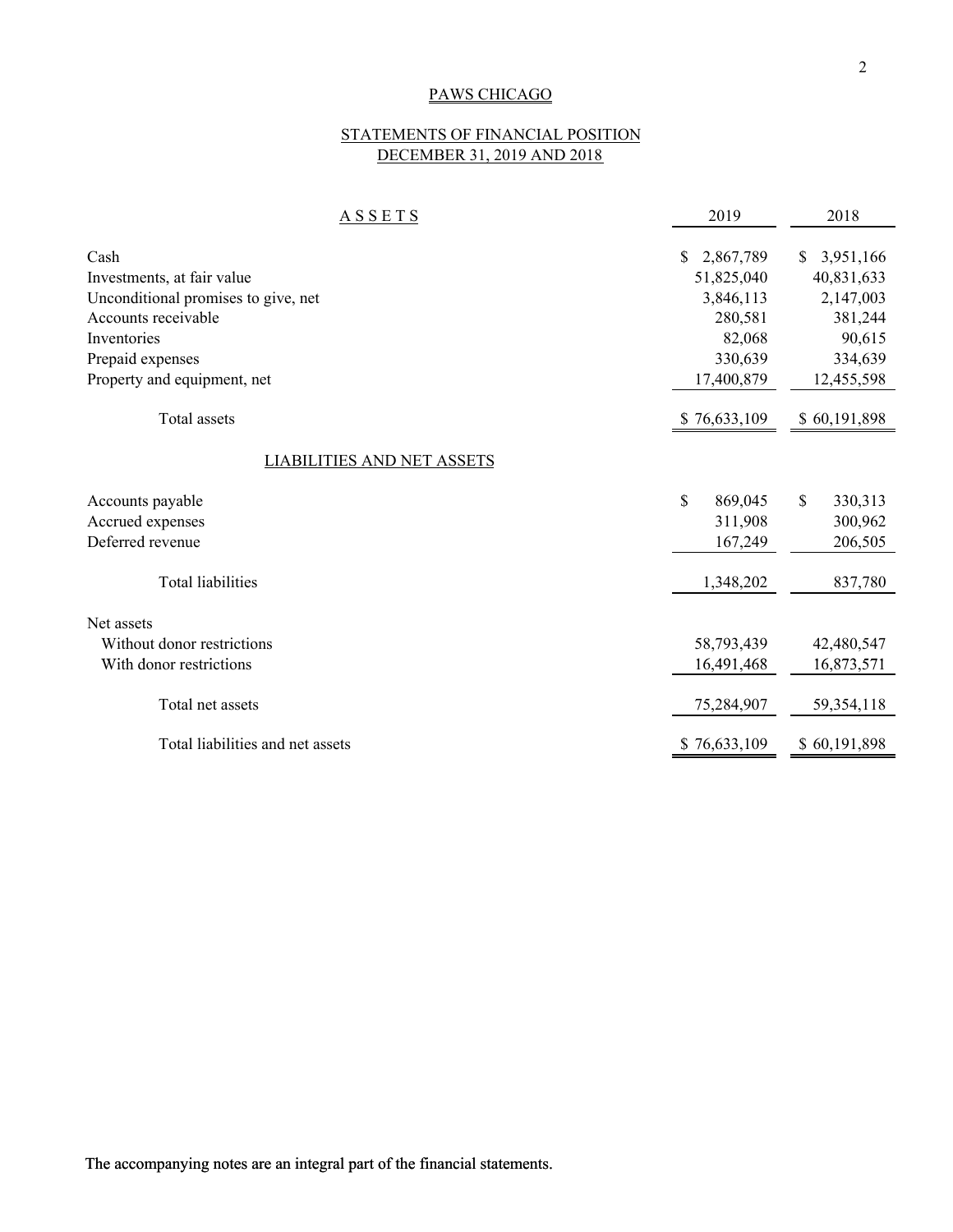# PAWS CHICAGO

## STATEMENTS OF FINANCIAL POSITION
## DECEMBER 31, 2019 AND 2018

| ASSETS | 2019 | 2018 |
|---|---|---|
| Cash | $ 2,867,789 | $ 3,951,166 |
| Investments, at fair value | 51,825,040 | 40,831,633 |
| Unconditional promises to give, net | 3,846,113 | 2,147,003 |
| Accounts receivable | 280,581 | 381,244 |
| Inventories | 82,068 | 90,615 |
| Prepaid expenses | 330,639 | 334,639 |
| Property and equipment, net | 17,400,879 | 12,455,598 |
| Total assets | $ 76,633,109 | $ 60,191,898 |
| **LIABILITIES AND NET ASSETS** | | |
| Accounts payable | $ 869,045 | $ 330,313 |
| Accrued expenses | 311,908 | 300,962 |
| Deferred revenue | 167,249 | 206,505 |
| Total liabilities | 1,348,202 | 837,780 |
| Net assets | | |
| Without donor restrictions | 58,793,439 | 42,480,547 |
| With donor restrictions | 16,491,468 | 16,873,571 |
| Total net assets | 75,284,907 | 59,354,118 |
| Total liabilities and net assets | $ 76,633,109 | $ 60,191,898 |

The accompanying notes are an integral part of the financial statements.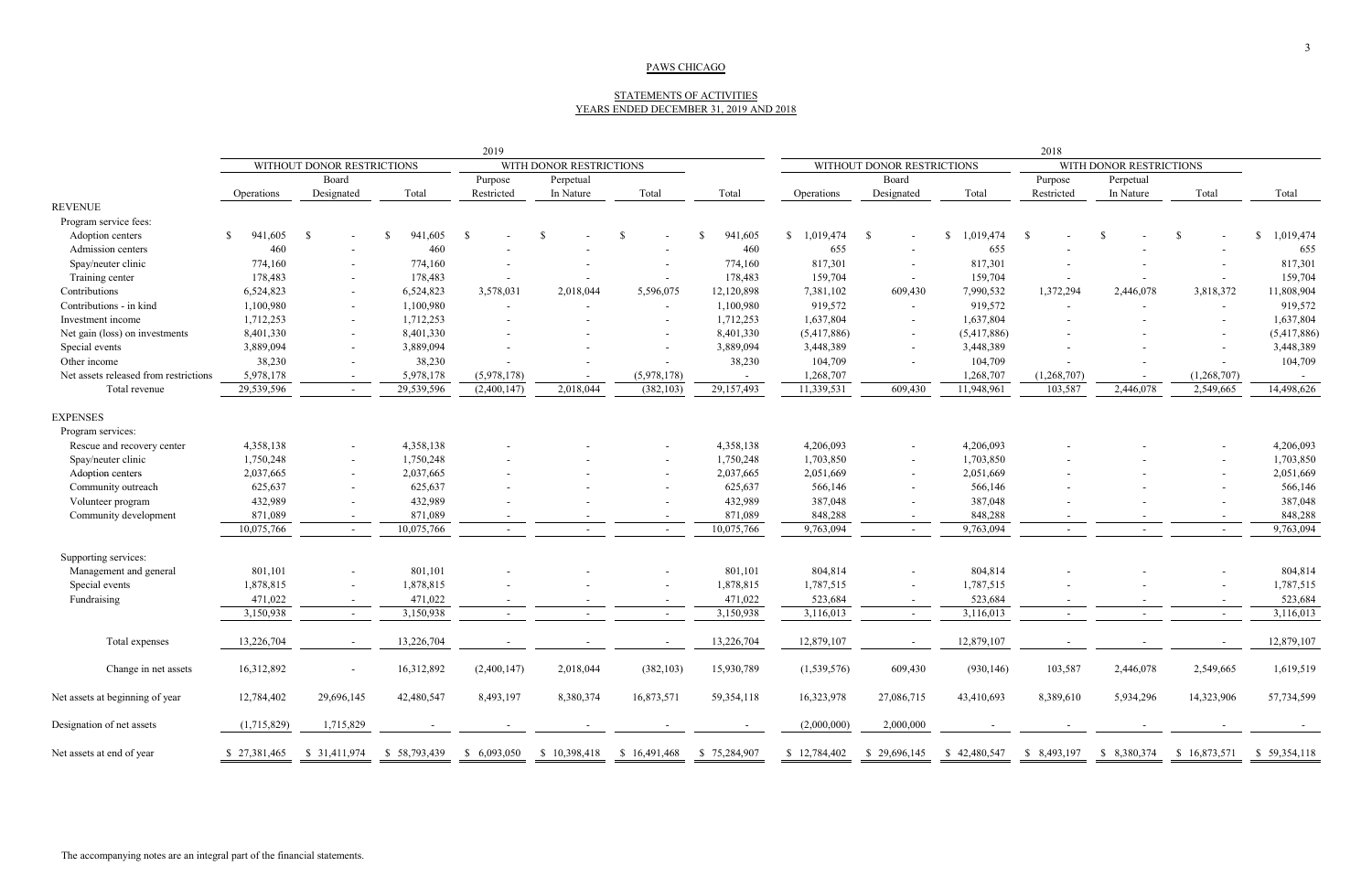# PAWS CHICAGO

## STATEMENTS OF ACTIVITIES
## YEARS ENDED DECEMBER 31, 2019 AND 2018

| | 2019 | | | | | | | 2018 | | | | | | |
|---|---|---|---|---|---|---|---|---|---|---|---|---|---|---|
| | WITHOUT DONOR RESTRICTIONS | | | WITH DONOR RESTRICTIONS | | | | WITHOUT DONOR RESTRICTIONS | | | WITH DONOR RESTRICTIONS | | | |
| | Operations | Board Designated | Total | Purpose Restricted | Perpetual In Nature | Total | Total | Operations | Board Designated | Total | Purpose Restricted | Perpetual In Nature | Total | Total |
| **REVENUE** | | | | | | | | | | | | | | |
| Program service fees: | | | | | | | | | | | | | | |
| Adoption centers | $ 941,605 | $ - | $ 941,605 | $ - | $ - | $ - | $ 941,605 | $ 1,019,474 | $ - | $ 1,019,474 | $ - | $ - | $ - | $ 1,019,474 |
| Admission centers | 460 | - | 460 | - | - | - | 460 | 655 | - | 655 | - | - | - | 655 |
| Spay/neuter clinic | 774,160 | - | 774,160 | - | - | - | 774,160 | 817,301 | - | 817,301 | - | - | - | 817,301 |
| Training center | 178,483 | - | 178,483 | - | - | - | 178,483 | 159,704 | - | 159,704 | - | - | - | 159,704 |
| Contributions | 6,524,823 | - | 6,524,823 | 3,578,031 | 2,018,044 | 5,596,075 | 12,120,898 | 7,381,102 | 609,430 | 7,990,532 | 1,372,294 | 2,446,078 | 3,818,372 | 11,808,904 |
| Contributions - in kind | 1,100,980 | - | 1,100,980 | - | - | - | 1,100,980 | 919,572 | - | 919,572 | - | - | - | 919,572 |
| Investment income | 1,712,253 | - | 1,712,253 | - | - | - | 1,712,253 | 1,637,804 | - | 1,637,804 | - | - | - | 1,637,804 |
| Net gain (loss) on investments | 8,401,330 | - | 8,401,330 | - | - | - | 8,401,330 | (5,417,886) | - | (5,417,886) | - | - | - | (5,417,886) |
| Special events | 3,889,094 | - | 3,889,094 | - | - | - | 3,889,094 | 3,448,389 | - | 3,448,389 | - | - | - | 3,448,389 |
| Other income | 38,230 | - | 38,230 | - | - | - | 38,230 | 104,709 | - | 104,709 | - | - | - | 104,709 |
| Net assets released from restrictions | 5,978,178 | - | 5,978,178 | (5,978,178) | - | (5,978,178) | - | 1,268,707 | | 1,268,707 | (1,268,707) | - | (1,268,707) | - |
| Total revenue | 29,539,596 | - | 29,539,596 | (2,400,147) | 2,018,044 | (382,103) | 29,157,493 | 11,339,531 | 609,430 | 11,948,961 | 103,587 | 2,446,078 | 2,549,665 | 14,498,626 |
| **EXPENSES** | | | | | | | | | | | | | | |
| Program services: | | | | | | | | | | | | | | |
| Rescue and recovery center | 4,358,138 | - | 4,358,138 | - | - | - | 4,358,138 | 4,206,093 | - | 4,206,093 | - | - | - | 4,206,093 |
| Spay/neuter clinic | 1,750,248 | - | 1,750,248 | - | - | - | 1,750,248 | 1,703,850 | - | 1,703,850 | - | - | - | 1,703,850 |
| Adoption centers | 2,037,665 | - | 2,037,665 | - | - | - | 2,037,665 | 2,051,669 | - | 2,051,669 | - | - | - | 2,051,669 |
| Community outreach | 625,637 | - | 625,637 | - | - | - | 625,637 | 566,146 | - | 566,146 | - | - | - | 566,146 |
| Volunteer program | 432,989 | - | 432,989 | - | - | - | 432,989 | 387,048 | - | 387,048 | - | - | - | 387,048 |
| Community development | 871,089 | - | 871,089 | - | - | - | 871,089 | 848,288 | - | 848,288 | - | - | - | 848,288 |
| | 10,075,766 | - | 10,075,766 | - | - | - | 10,075,766 | 9,763,094 | - | 9,763,094 | - | - | - | 9,763,094 |
| Supporting services: | | | | | | | | | | | | | | |
| Management and general | 801,101 | - | 801,101 | - | - | - | 801,101 | 804,814 | - | 804,814 | - | - | - | 804,814 |
| Special events | 1,878,815 | - | 1,878,815 | - | - | - | 1,878,815 | 1,787,515 | - | 1,787,515 | - | - | - | 1,787,515 |
| Fundraising | 471,022 | - | 471,022 | - | - | - | 471,022 | 523,684 | - | 523,684 | - | - | - | 523,684 |
| | 3,150,938 | - | 3,150,938 | - | - | - | 3,150,938 | 3,116,013 | - | 3,116,013 | - | - | - | 3,116,013 |
| Total expenses | 13,226,704 | - | 13,226,704 | - | - | - | 13,226,704 | 12,879,107 | - | 12,879,107 | - | - | - | 12,879,107 |
| Change in net assets | 16,312,892 | - | 16,312,892 | (2,400,147) | 2,018,044 | (382,103) | 15,930,789 | (1,539,576) | 609,430 | (930,146) | 103,587 | 2,446,078 | 2,549,665 | 1,619,519 |
| Net assets at beginning of year | 12,784,402 | 29,696,145 | 42,480,547 | 8,493,197 | 8,380,374 | 16,873,571 | 59,354,118 | 16,323,978 | 27,086,715 | 43,410,693 | 8,389,610 | 5,934,296 | 14,323,906 | 57,734,599 |
| Designation of net assets | (1,715,829) | 1,715,829 | - | - | - | - | - | (2,000,000) | 2,000,000 | - | - | - | - | - |
| Net assets at end of year | $ 27,381,465 | $ 31,411,974 | $ 58,793,439 | $ 6,093,050 | $ 10,398,418 | $ 16,491,468 | $ 75,284,907 | $ 12,784,402 | $ 29,696,145 | $ 42,480,547 | $ 8,493,197 | $ 8,380,374 | $ 16,873,571 | $ 59,354,118 |

The accompanying notes are an integral part of the financial statements.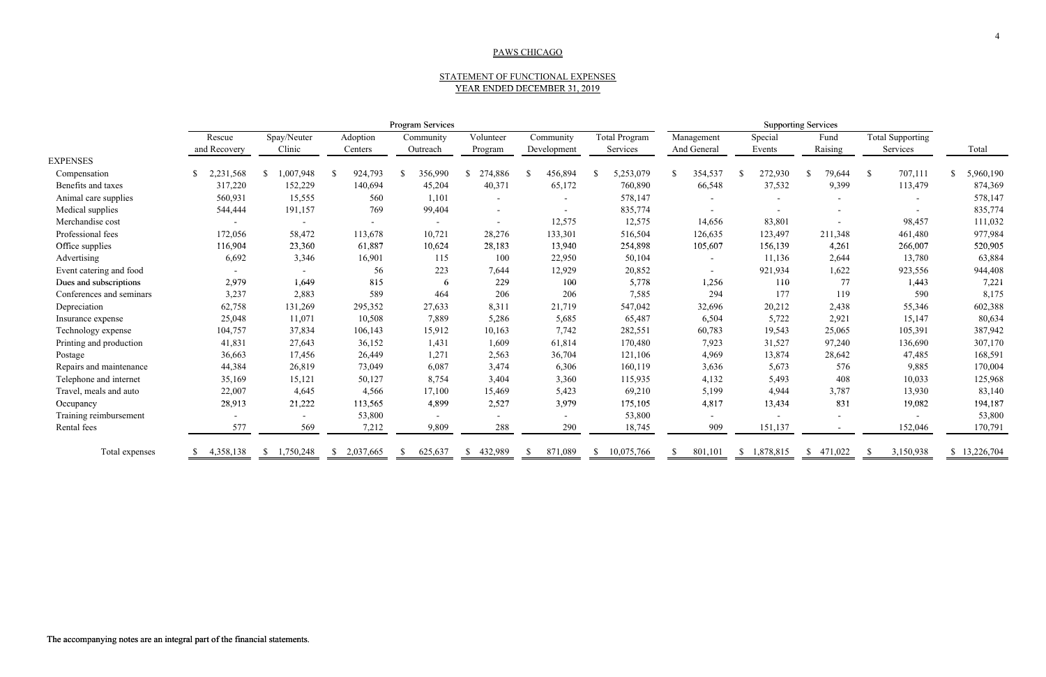PAWS CHICAGO

STATEMENT OF FUNCTIONAL EXPENSES
YEAR ENDED DECEMBER 31, 2019

| | Program Services | | | | | | | Supporting Services | | | | |
|---|---|---|---|---|---|---|---|---|---|---|---|---|
| | Rescue and Recovery | Spay/Neuter Clinic | Adoption Centers | Community Outreach | Volunteer Program | Community Development | Total Program Services | Management And General | Special Events | Fund Raising | Total Supporting Services | Total |
| EXPENSES | | | | | | | | | | | | |
| Compensation | $ 2,231,568 | $ 1,007,948 | $ 924,793 | $ 356,990 | $ 274,886 | $ 456,894 | $ 5,253,079 | $ 354,537 | $ 272,930 | $ 79,644 | $ 707,111 | $ 5,960,190 |
| Benefits and taxes | 317,220 | 152,229 | 140,694 | 45,204 | 40,371 | 65,172 | 760,890 | 66,548 | 37,532 | 9,399 | 113,479 | 874,369 |
| Animal care supplies | 560,931 | 15,555 | 560 | 1,101 | - | - | 578,147 | - | - | - | - | 578,147 |
| Medical supplies | 544,444 | 191,157 | 769 | 99,404 | - | - | 835,774 | - | - | - | - | 835,774 |
| Merchandise cost | - | - | - | - | - | 12,575 | 12,575 | 14,656 | 83,801 | - | 98,457 | 111,032 |
| Professional fees | 172,056 | 58,472 | 113,678 | 10,721 | 28,276 | 133,301 | 516,504 | 126,635 | 123,497 | 211,348 | 461,480 | 977,984 |
| Office supplies | 116,904 | 23,360 | 61,887 | 10,624 | 28,183 | 13,940 | 254,898 | 105,607 | 156,139 | 4,261 | 266,007 | 520,905 |
| Advertising | 6,692 | 3,346 | 16,901 | 115 | 100 | 22,950 | 50,104 | - | 11,136 | 2,644 | 13,780 | 63,884 |
| Event catering and food | - | - | 56 | 223 | 7,644 | 12,929 | 20,852 | - | 921,934 | 1,622 | 923,556 | 944,408 |
| Dues and subscriptions | 2,979 | 1,649 | 815 | 6 | 229 | 100 | 5,778 | 1,256 | 110 | 77 | 1,443 | 7,221 |
| Conferences and seminars | 3,237 | 2,883 | 589 | 464 | 206 | 206 | 7,585 | 294 | 177 | 119 | 590 | 8,175 |
| Depreciation | 62,758 | 131,269 | 295,352 | 27,633 | 8,311 | 21,719 | 547,042 | 32,696 | 20,212 | 2,438 | 55,346 | 602,388 |
| Insurance expense | 25,048 | 11,071 | 10,508 | 7,889 | 5,286 | 5,685 | 65,487 | 6,504 | 5,722 | 2,921 | 15,147 | 80,634 |
| Technology expense | 104,757 | 37,834 | 106,143 | 15,912 | 10,163 | 7,742 | 282,551 | 60,783 | 19,543 | 25,065 | 105,391 | 387,942 |
| Printing and production | 41,831 | 27,643 | 36,152 | 1,431 | 1,609 | 61,814 | 170,480 | 7,923 | 31,527 | 97,240 | 136,690 | 307,170 |
| Postage | 36,663 | 17,456 | 26,449 | 1,271 | 2,563 | 36,704 | 121,106 | 4,969 | 13,874 | 28,642 | 47,485 | 168,591 |
| Repairs and maintenance | 44,384 | 26,819 | 73,049 | 6,087 | 3,474 | 6,306 | 160,119 | 3,636 | 5,673 | 576 | 9,885 | 170,004 |
| Telephone and internet | 35,169 | 15,121 | 50,127 | 8,754 | 3,404 | 3,360 | 115,935 | 4,132 | 5,493 | 408 | 10,033 | 125,968 |
| Travel, meals and auto | 22,007 | 4,645 | 4,566 | 17,100 | 15,469 | 5,423 | 69,210 | 5,199 | 4,944 | 3,787 | 13,930 | 83,140 |
| Occupancy | 28,913 | 21,222 | 113,565 | 4,899 | 2,527 | 3,979 | 175,105 | 4,817 | 13,434 | 831 | 19,082 | 194,187 |
| Training reimbursement | - | - | 53,800 | - | - | - | 53,800 | - | - | - | - | 53,800 |
| Rental fees | 577 | 569 | 7,212 | 9,809 | 288 | 290 | 18,745 | 909 | 151,137 | - | 152,046 | 170,791 |
| Total expenses | $ 4,358,138 | $ 1,750,248 | $ 2,037,665 | $ 625,637 | $ 432,989 | $ 871,089 | $ 10,075,766 | $ 801,101 | $ 1,878,815 | $ 471,022 | $ 3,150,938 | $ 13,226,704 |

The accompanying notes are an integral part of the financial statements.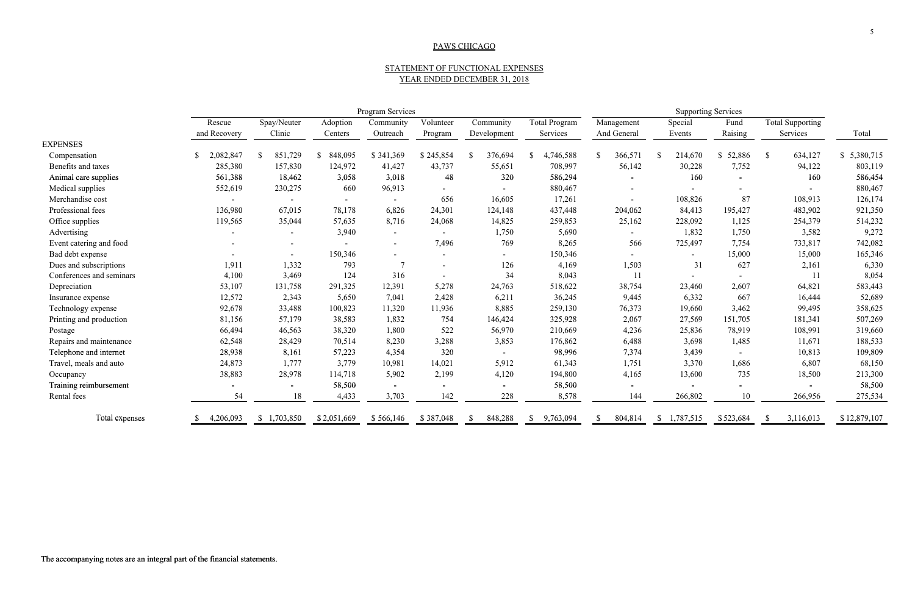PAWS CHICAGO

STATEMENT OF FUNCTIONAL EXPENSES
YEAR ENDED DECEMBER 31, 2018

| | Program Services | | | | | | | Supporting Services | | | | |
|---|---|---|---|---|---|---|---|---|---|---|---|---|
| | Rescue and Recovery | Spay/Neuter Clinic | Adoption Centers | Community Outreach | Volunteer Program | Community Development | Total Program Services | Management And General | Special Events | Fund Raising | Total Supporting Services | Total |
| **EXPENSES** | | | | | | | | | | | | |
| Compensation | $ 2,082,847 | $ 851,729 | $ 848,095 | $ 341,369 | $ 245,854 | $ 376,694 | $ 4,746,588 | $ 366,571 | $ 214,670 | $ 52,886 | $ 634,127 | $ 5,380,715 |
| Benefits and taxes | 285,380 | 157,830 | 124,972 | 41,427 | 43,737 | 55,651 | 708,997 | 56,142 | 30,228 | 7,752 | 94,122 | 803,119 |
| Animal care supplies | 561,388 | 18,462 | 3,058 | 3,018 | 48 | 320 | 586,294 | - | 160 | - | 160 | 586,454 |
| Medical supplies | 552,619 | 230,275 | 660 | 96,913 | - | - | 880,467 | - | - | - | - | 880,467 |
| Merchandise cost | - | - | - | - | 656 | 16,605 | 17,261 | - | 108,826 | 87 | 108,913 | 126,174 |
| Professional fees | 136,980 | 67,015 | 78,178 | 6,826 | 24,301 | 124,148 | 437,448 | 204,062 | 84,413 | 195,427 | 483,902 | 921,350 |
| Office supplies | 119,565 | 35,044 | 57,635 | 8,716 | 24,068 | 14,825 | 259,853 | 25,162 | 228,092 | 1,125 | 254,379 | 514,232 |
| Advertising | - | - | 3,940 | - | - | 1,750 | 5,690 | - | 1,832 | 1,750 | 3,582 | 9,272 |
| Event catering and food | - | - | - | - | 7,496 | 769 | 8,265 | 566 | 725,497 | 7,754 | 733,817 | 742,082 |
| Bad debt expense | - | - | 150,346 | - | - | - | 150,346 | - | - | 15,000 | 15,000 | 165,346 |
| Dues and subscriptions | 1,911 | 1,332 | 793 | 7 | - | 126 | 4,169 | 1,503 | 31 | 627 | 2,161 | 6,330 |
| Conferences and seminars | 4,100 | 3,469 | 124 | 316 | - | 34 | 8,043 | 11 | - | - | 11 | 8,054 |
| Depreciation | 53,107 | 131,758 | 291,325 | 12,391 | 5,278 | 24,763 | 518,622 | 38,754 | 23,460 | 2,607 | 64,821 | 583,443 |
| Insurance expense | 12,572 | 2,343 | 5,650 | 7,041 | 2,428 | 6,211 | 36,245 | 9,445 | 6,332 | 667 | 16,444 | 52,689 |
| Technology expense | 92,678 | 33,488 | 100,823 | 11,320 | 11,936 | 8,885 | 259,130 | 76,373 | 19,660 | 3,462 | 99,495 | 358,625 |
| Printing and production | 81,156 | 57,179 | 38,583 | 1,832 | 754 | 146,424 | 325,928 | 2,067 | 27,569 | 151,705 | 181,341 | 507,269 |
| Postage | 66,494 | 46,563 | 38,320 | 1,800 | 522 | 56,970 | 210,669 | 4,236 | 25,836 | 78,919 | 108,991 | 319,660 |
| Repairs and maintenance | 62,548 | 28,429 | 70,514 | 8,230 | 3,288 | 3,853 | 176,862 | 6,488 | 3,698 | 1,485 | 11,671 | 188,533 |
| Telephone and internet | 28,938 | 8,161 | 57,223 | 4,354 | 320 | - | 98,996 | 7,374 | 3,439 | - | 10,813 | 109,809 |
| Travel, meals and auto | 24,873 | 1,777 | 3,779 | 10,981 | 14,021 | 5,912 | 61,343 | 1,751 | 3,370 | 1,686 | 6,807 | 68,150 |
| Occupancy | 38,883 | 28,978 | 114,718 | 5,902 | 2,199 | 4,120 | 194,800 | 4,165 | 13,600 | 735 | 18,500 | 213,300 |
| Training reimbursement | - | - | 58,500 | - | - | - | 58,500 | - | - | - | - | 58,500 |
| Rental fees | 54 | 18 | 4,433 | 3,703 | 142 | 228 | 8,578 | 144 | 266,802 | 10 | 266,956 | 275,534 |
| Total expenses | $ 4,206,093 | $ 1,703,850 | $ 2,051,669 | $ 566,146 | $ 387,048 | $ 848,288 | $ 9,763,094 | $ 804,814 | $ 1,787,515 | $ 523,684 | $ 3,116,013 | $ 12,879,107 |

The accompanying notes are an integral part of the financial statements.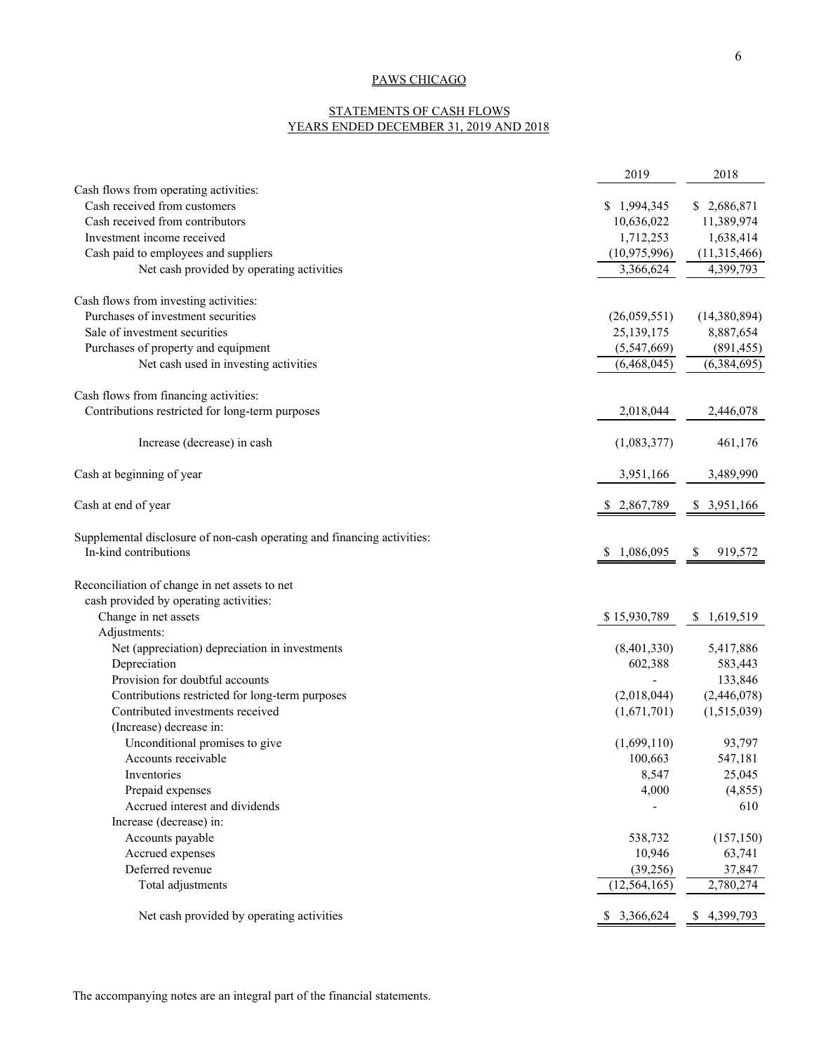# PAWS CHICAGO

## STATEMENTS OF CASH FLOWS
## YEARS ENDED DECEMBER 31, 2019 AND 2018

| | 2019 | 2018 |
|---|---|---|
| Cash flows from operating activities: | | |
| Cash received from customers | $ 1,994,345 | $ 2,686,871 |
| Cash received from contributors | 10,636,022 | 11,389,974 |
| Investment income received | 1,712,253 | 1,638,414 |
| Cash paid to employees and suppliers | (10,975,996) | (11,315,466) |
| Net cash provided by operating activities | 3,366,624 | 4,399,793 |
| | | |
| Cash flows from investing activities: | | |
| Purchases of investment securities | (26,059,551) | (14,380,894) |
| Sale of investment securities | 25,139,175 | 8,887,654 |
| Purchases of property and equipment | (5,547,669) | (891,455) |
| Net cash used in investing activities | (6,468,045) | (6,384,695) |
| | | |
| Cash flows from financing activities: | | |
| Contributions restricted for long-term purposes | 2,018,044 | 2,446,078 |
| | | |
| Increase (decrease) in cash | (1,083,377) | 461,176 |
| | | |
| Cash at beginning of year | 3,951,166 | 3,489,990 |
| | | |
| Cash at end of year | $ 2,867,789 | $ 3,951,166 |
| | | |
| Supplemental disclosure of non-cash operating and financing activities: | | |
| In-kind contributions | $ 1,086,095 | $ 919,572 |
| | | |
| Reconciliation of change in net assets to net cash provided by operating activities: | | |
| Change in net assets | $ 15,930,789 | $ 1,619,519 |
| Adjustments: | | |
| Net (appreciation) depreciation in investments | (8,401,330) | 5,417,886 |
| Depreciation | 602,388 | 583,443 |
| Provision for doubtful accounts | - | 133,846 |
| Contributions restricted for long-term purposes | (2,018,044) | (2,446,078) |
| Contributed investments received | (1,671,701) | (1,515,039) |
| (Increase) decrease in: | | |
| Unconditional promises to give | (1,699,110) | 93,797 |
| Accounts receivable | 100,663 | 547,181 |
| Inventories | 8,547 | 25,045 |
| Prepaid expenses | 4,000 | (4,855) |
| Accrued interest and dividends | - | 610 |
| Increase (decrease) in: | | |
| Accounts payable | 538,732 | (157,150) |
| Accrued expenses | 10,946 | 63,741 |
| Deferred revenue | (39,256) | 37,847 |
| Total adjustments | (12,564,165) | 2,780,274 |
| | | |
| Net cash provided by operating activities | $ 3,366,624 | $ 4,399,793 |

The accompanying notes are an integral part of the financial statements.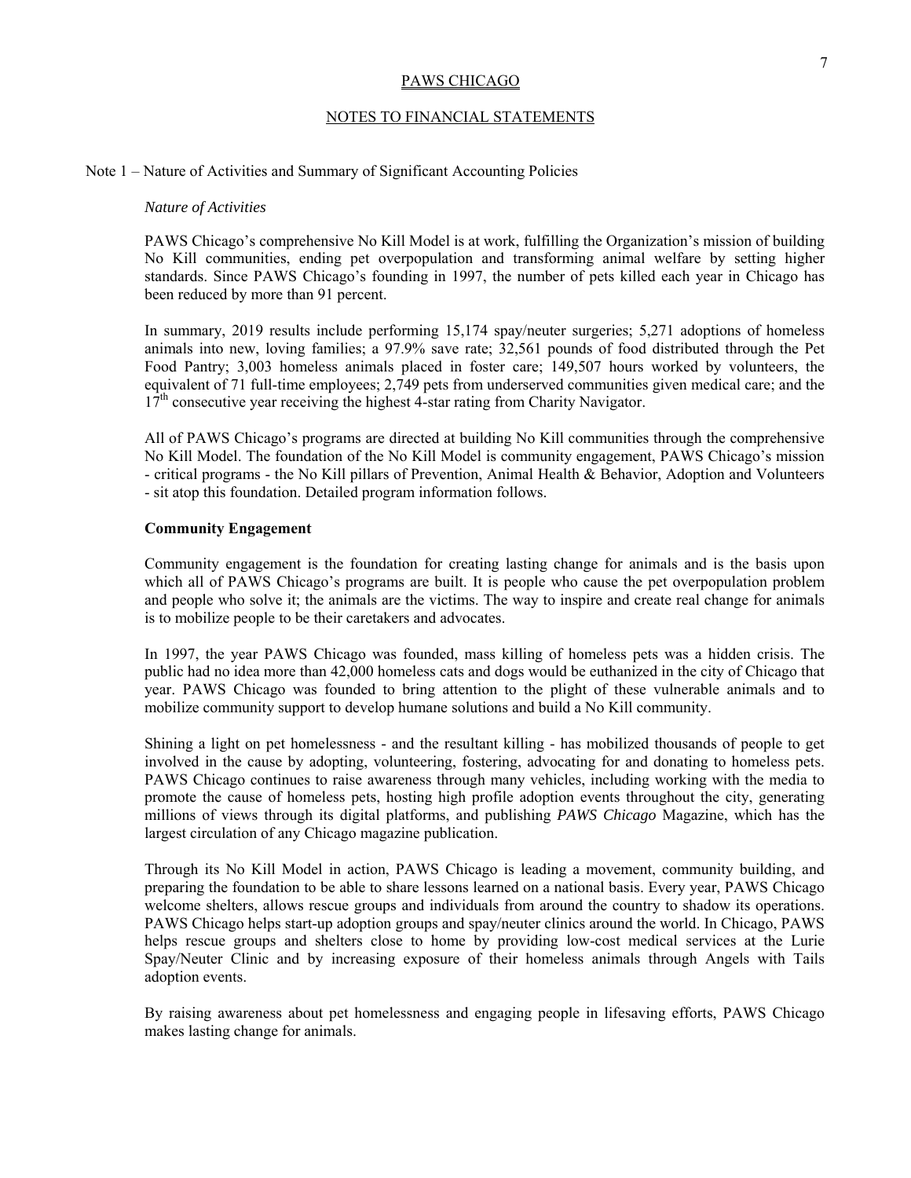# PAWS CHICAGO

## NOTES TO FINANCIAL STATEMENTS

### Note 1 – Nature of Activities and Summary of Significant Accounting Policies

*Nature of Activities*

PAWS Chicago's comprehensive No Kill Model is at work, fulfilling the Organization's mission of building No Kill communities, ending pet overpopulation and transforming animal welfare by setting higher standards. Since PAWS Chicago's founding in 1997, the number of pets killed each year in Chicago has been reduced by more than 91 percent.

In summary, 2019 results include performing 15,174 spay/neuter surgeries; 5,271 adoptions of homeless animals into new, loving families; a 97.9% save rate; 32,561 pounds of food distributed through the Pet Food Pantry; 3,003 homeless animals placed in foster care; 149,507 hours worked by volunteers, the equivalent of 71 full-time employees; 2,749 pets from underserved communities given medical care; and the 17th consecutive year receiving the highest 4-star rating from Charity Navigator.

All of PAWS Chicago's programs are directed at building No Kill communities through the comprehensive No Kill Model. The foundation of the No Kill Model is community engagement, PAWS Chicago's mission - critical programs - the No Kill pillars of Prevention, Animal Health & Behavior, Adoption and Volunteers - sit atop this foundation. Detailed program information follows.

**Community Engagement**

Community engagement is the foundation for creating lasting change for animals and is the basis upon which all of PAWS Chicago's programs are built. It is people who cause the pet overpopulation problem and people who solve it; the animals are the victims. The way to inspire and create real change for animals is to mobilize people to be their caretakers and advocates.

In 1997, the year PAWS Chicago was founded, mass killing of homeless pets was a hidden crisis. The public had no idea more than 42,000 homeless cats and dogs would be euthanized in the city of Chicago that year. PAWS Chicago was founded to bring attention to the plight of these vulnerable animals and to mobilize community support to develop humane solutions and build a No Kill community.

Shining a light on pet homelessness - and the resultant killing - has mobilized thousands of people to get involved in the cause by adopting, volunteering, fostering, advocating for and donating to homeless pets. PAWS Chicago continues to raise awareness through many vehicles, including working with the media to promote the cause of homeless pets, hosting high profile adoption events throughout the city, generating millions of views through its digital platforms, and publishing *PAWS Chicago* Magazine, which has the largest circulation of any Chicago magazine publication.

Through its No Kill Model in action, PAWS Chicago is leading a movement, community building, and preparing the foundation to be able to share lessons learned on a national basis. Every year, PAWS Chicago welcome shelters, allows rescue groups and individuals from around the country to shadow its operations. PAWS Chicago helps start-up adoption groups and spay/neuter clinics around the world. In Chicago, PAWS helps rescue groups and shelters close to home by providing low-cost medical services at the Lurie Spay/Neuter Clinic and by increasing exposure of their homeless animals through Angels with Tails adoption events.

By raising awareness about pet homelessness and engaging people in lifesaving efforts, PAWS Chicago makes lasting change for animals.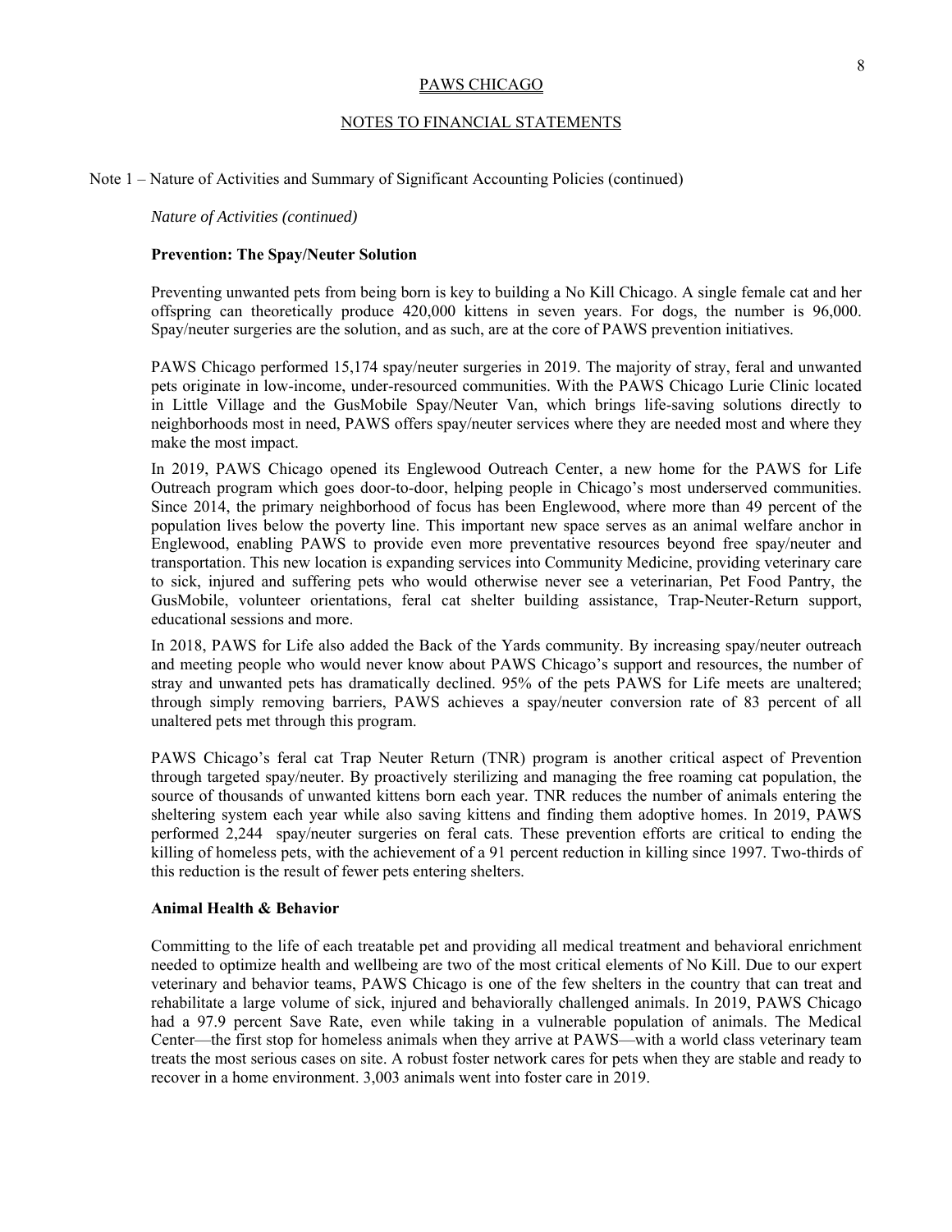PAWS CHICAGO

NOTES TO FINANCIAL STATEMENTS

Note 1 – Nature of Activities and Summary of Significant Accounting Policies (continued)

*Nature of Activities (continued)*

**Prevention: The Spay/Neuter Solution**

Preventing unwanted pets from being born is key to building a No Kill Chicago. A single female cat and her offspring can theoretically produce 420,000 kittens in seven years. For dogs, the number is 96,000. Spay/neuter surgeries are the solution, and as such, are at the core of PAWS prevention initiatives.

PAWS Chicago performed 15,174 spay/neuter surgeries in 2019. The majority of stray, feral and unwanted pets originate in low-income, under-resourced communities. With the PAWS Chicago Lurie Clinic located in Little Village and the GusMobile Spay/Neuter Van, which brings life-saving solutions directly to neighborhoods most in need, PAWS offers spay/neuter services where they are needed most and where they make the most impact.

In 2019, PAWS Chicago opened its Englewood Outreach Center, a new home for the PAWS for Life Outreach program which goes door-to-door, helping people in Chicago's most underserved communities. Since 2014, the primary neighborhood of focus has been Englewood, where more than 49 percent of the population lives below the poverty line. This important new space serves as an animal welfare anchor in Englewood, enabling PAWS to provide even more preventative resources beyond free spay/neuter and transportation. This new location is expanding services into Community Medicine, providing veterinary care to sick, injured and suffering pets who would otherwise never see a veterinarian, Pet Food Pantry, the GusMobile, volunteer orientations, feral cat shelter building assistance, Trap-Neuter-Return support, educational sessions and more.

In 2018, PAWS for Life also added the Back of the Yards community. By increasing spay/neuter outreach and meeting people who would never know about PAWS Chicago's support and resources, the number of stray and unwanted pets has dramatically declined. 95% of the pets PAWS for Life meets are unaltered; through simply removing barriers, PAWS achieves a spay/neuter conversion rate of 83 percent of all unaltered pets met through this program.

PAWS Chicago's feral cat Trap Neuter Return (TNR) program is another critical aspect of Prevention through targeted spay/neuter. By proactively sterilizing and managing the free roaming cat population, the source of thousands of unwanted kittens born each year. TNR reduces the number of animals entering the sheltering system each year while also saving kittens and finding them adoptive homes. In 2019, PAWS performed 2,244 spay/neuter surgeries on feral cats. These prevention efforts are critical to ending the killing of homeless pets, with the achievement of a 91 percent reduction in killing since 1997. Two-thirds of this reduction is the result of fewer pets entering shelters.

**Animal Health & Behavior**

Committing to the life of each treatable pet and providing all medical treatment and behavioral enrichment needed to optimize health and wellbeing are two of the most critical elements of No Kill. Due to our expert veterinary and behavior teams, PAWS Chicago is one of the few shelters in the country that can treat and rehabilitate a large volume of sick, injured and behaviorally challenged animals. In 2019, PAWS Chicago had a 97.9 percent Save Rate, even while taking in a vulnerable population of animals. The Medical Center—the first stop for homeless animals when they arrive at PAWS—with a world class veterinary team treats the most serious cases on site. A robust foster network cares for pets when they are stable and ready to recover in a home environment. 3,003 animals went into foster care in 2019.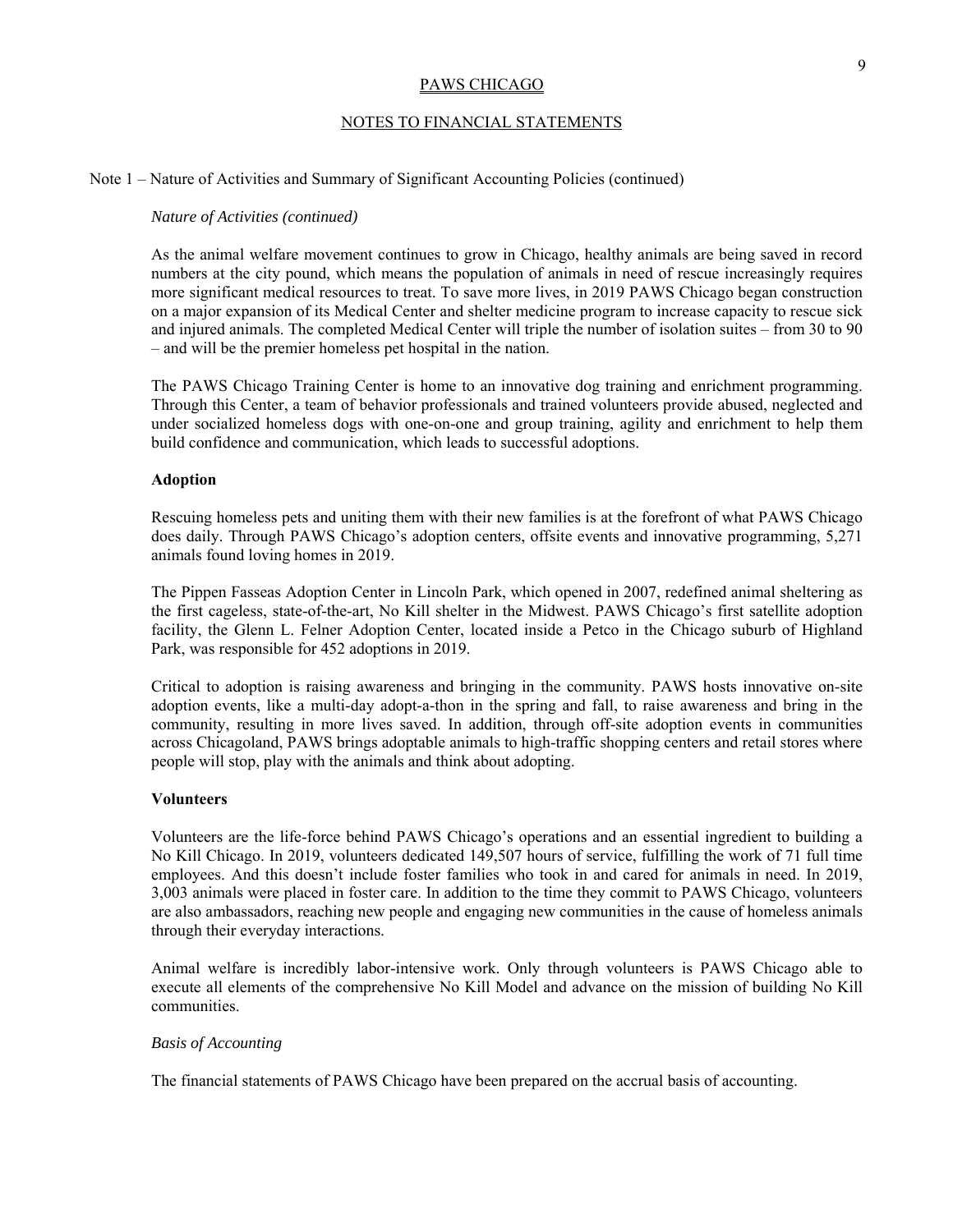PAWS CHICAGO

NOTES TO FINANCIAL STATEMENTS

Note 1 – Nature of Activities and Summary of Significant Accounting Policies (continued)

*Nature of Activities (continued)*

As the animal welfare movement continues to grow in Chicago, healthy animals are being saved in record numbers at the city pound, which means the population of animals in need of rescue increasingly requires more significant medical resources to treat. To save more lives, in 2019 PAWS Chicago began construction on a major expansion of its Medical Center and shelter medicine program to increase capacity to rescue sick and injured animals. The completed Medical Center will triple the number of isolation suites – from 30 to 90 – and will be the premier homeless pet hospital in the nation.

The PAWS Chicago Training Center is home to an innovative dog training and enrichment programming. Through this Center, a team of behavior professionals and trained volunteers provide abused, neglected and under socialized homeless dogs with one-on-one and group training, agility and enrichment to help them build confidence and communication, which leads to successful adoptions.

**Adoption**

Rescuing homeless pets and uniting them with their new families is at the forefront of what PAWS Chicago does daily. Through PAWS Chicago's adoption centers, offsite events and innovative programming, 5,271 animals found loving homes in 2019.

The Pippen Fasseas Adoption Center in Lincoln Park, which opened in 2007, redefined animal sheltering as the first cageless, state-of-the-art, No Kill shelter in the Midwest. PAWS Chicago's first satellite adoption facility, the Glenn L. Felner Adoption Center, located inside a Petco in the Chicago suburb of Highland Park, was responsible for 452 adoptions in 2019.

Critical to adoption is raising awareness and bringing in the community. PAWS hosts innovative on-site adoption events, like a multi-day adopt-a-thon in the spring and fall, to raise awareness and bring in the community, resulting in more lives saved. In addition, through off-site adoption events in communities across Chicagoland, PAWS brings adoptable animals to high-traffic shopping centers and retail stores where people will stop, play with the animals and think about adopting.

**Volunteers**

Volunteers are the life-force behind PAWS Chicago's operations and an essential ingredient to building a No Kill Chicago. In 2019, volunteers dedicated 149,507 hours of service, fulfilling the work of 71 full time employees. And this doesn't include foster families who took in and cared for animals in need. In 2019, 3,003 animals were placed in foster care. In addition to the time they commit to PAWS Chicago, volunteers are also ambassadors, reaching new people and engaging new communities in the cause of homeless animals through their everyday interactions.

Animal welfare is incredibly labor-intensive work. Only through volunteers is PAWS Chicago able to execute all elements of the comprehensive No Kill Model and advance on the mission of building No Kill communities.

*Basis of Accounting*

The financial statements of PAWS Chicago have been prepared on the accrual basis of accounting.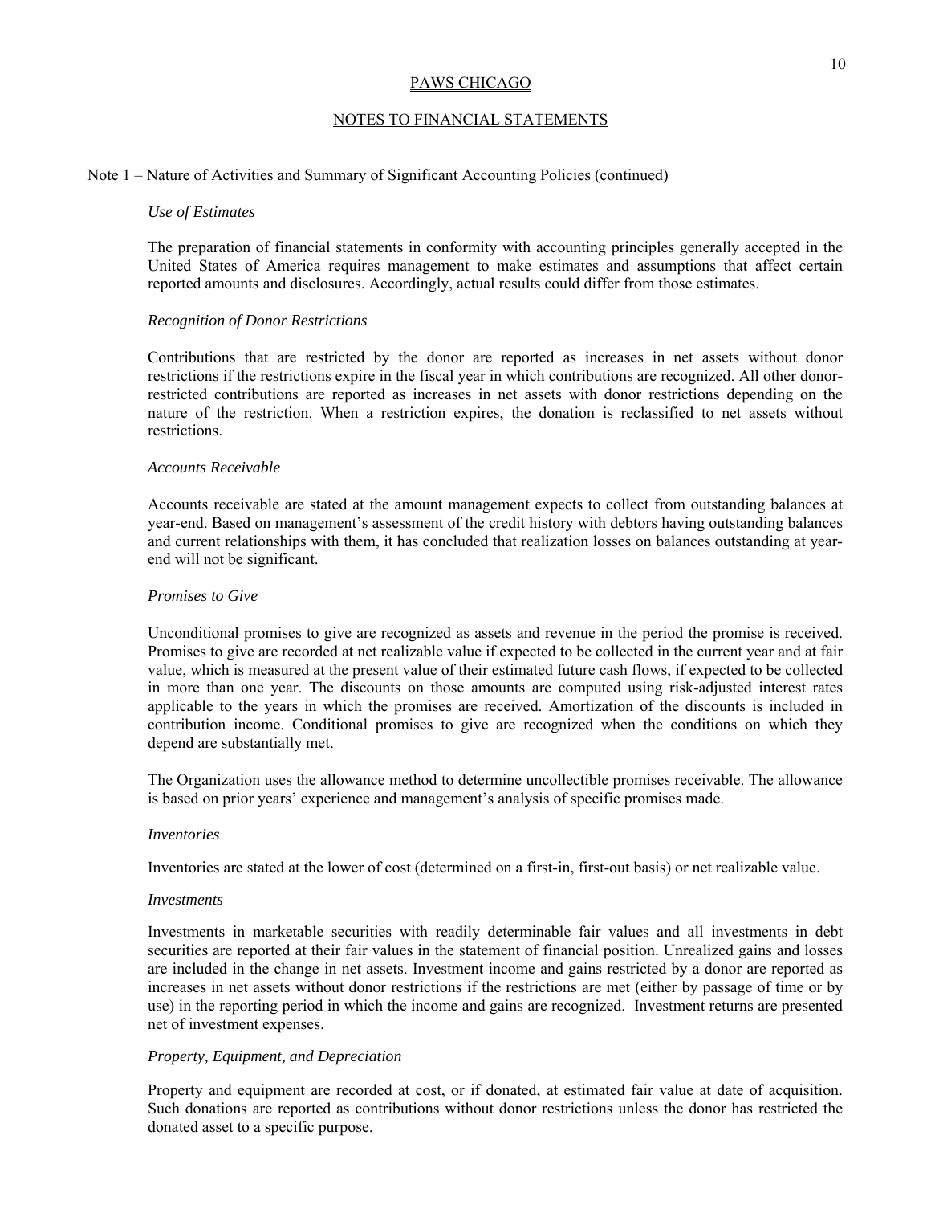PAWS CHICAGO

NOTES TO FINANCIAL STATEMENTS

Note 1 – Nature of Activities and Summary of Significant Accounting Policies (continued)

*Use of Estimates*

The preparation of financial statements in conformity with accounting principles generally accepted in the United States of America requires management to make estimates and assumptions that affect certain reported amounts and disclosures. Accordingly, actual results could differ from those estimates.

*Recognition of Donor Restrictions*

Contributions that are restricted by the donor are reported as increases in net assets without donor restrictions if the restrictions expire in the fiscal year in which contributions are recognized. All other donor-restricted contributions are reported as increases in net assets with donor restrictions depending on the nature of the restriction. When a restriction expires, the donation is reclassified to net assets without restrictions.

*Accounts Receivable*

Accounts receivable are stated at the amount management expects to collect from outstanding balances at year-end. Based on management's assessment of the credit history with debtors having outstanding balances and current relationships with them, it has concluded that realization losses on balances outstanding at year-end will not be significant.

*Promises to Give*

Unconditional promises to give are recognized as assets and revenue in the period the promise is received. Promises to give are recorded at net realizable value if expected to be collected in the current year and at fair value, which is measured at the present value of their estimated future cash flows, if expected to be collected in more than one year. The discounts on those amounts are computed using risk-adjusted interest rates applicable to the years in which the promises are received. Amortization of the discounts is included in contribution income. Conditional promises to give are recognized when the conditions on which they depend are substantially met.

The Organization uses the allowance method to determine uncollectible promises receivable. The allowance is based on prior years' experience and management's analysis of specific promises made.

*Inventories*

Inventories are stated at the lower of cost (determined on a first-in, first-out basis) or net realizable value.

*Investments*

Investments in marketable securities with readily determinable fair values and all investments in debt securities are reported at their fair values in the statement of financial position. Unrealized gains and losses are included in the change in net assets. Investment income and gains restricted by a donor are reported as increases in net assets without donor restrictions if the restrictions are met (either by passage of time or by use) in the reporting period in which the income and gains are recognized. Investment returns are presented net of investment expenses.

*Property, Equipment, and Depreciation*

Property and equipment are recorded at cost, or if donated, at estimated fair value at date of acquisition. Such donations are reported as contributions without donor restrictions unless the donor has restricted the donated asset to a specific purpose.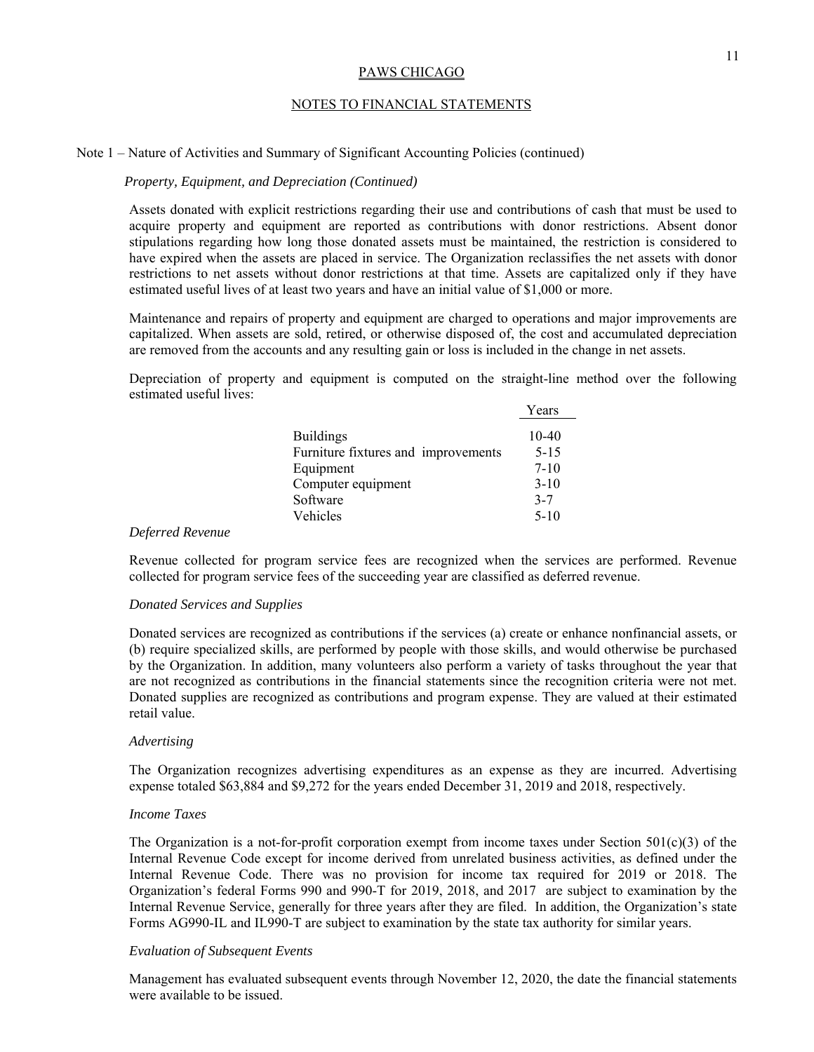PAWS CHICAGO

NOTES TO FINANCIAL STATEMENTS

Note 1 – Nature of Activities and Summary of Significant Accounting Policies (continued)

*Property, Equipment, and Depreciation (Continued)*

Assets donated with explicit restrictions regarding their use and contributions of cash that must be used to acquire property and equipment are reported as contributions with donor restrictions. Absent donor stipulations regarding how long those donated assets must be maintained, the restriction is considered to have expired when the assets are placed in service. The Organization reclassifies the net assets with donor restrictions to net assets without donor restrictions at that time. Assets are capitalized only if they have estimated useful lives of at least two years and have an initial value of $1,000 or more.

Maintenance and repairs of property and equipment are charged to operations and major improvements are capitalized. When assets are sold, retired, or otherwise disposed of, the cost and accumulated depreciation are removed from the accounts and any resulting gain or loss is included in the change in net assets.

Depreciation of property and equipment is computed on the straight-line method over the following estimated useful lives:

| | Years |
|---|---|
| Buildings | 10-40 |
| Furniture fixtures and improvements | 5-15 |
| Equipment | 7-10 |
| Computer equipment | 3-10 |
| Software | 3-7 |
| Vehicles | 5-10 |

*Deferred Revenue*

Revenue collected for program service fees are recognized when the services are performed. Revenue collected for program service fees of the succeeding year are classified as deferred revenue.

*Donated Services and Supplies*

Donated services are recognized as contributions if the services (a) create or enhance nonfinancial assets, or (b) require specialized skills, are performed by people with those skills, and would otherwise be purchased by the Organization. In addition, many volunteers also perform a variety of tasks throughout the year that are not recognized as contributions in the financial statements since the recognition criteria were not met. Donated supplies are recognized as contributions and program expense. They are valued at their estimated retail value.

*Advertising*

The Organization recognizes advertising expenditures as an expense as they are incurred. Advertising expense totaled $63,884 and $9,272 for the years ended December 31, 2019 and 2018, respectively.

*Income Taxes*

The Organization is a not-for-profit corporation exempt from income taxes under Section 501(c)(3) of the Internal Revenue Code except for income derived from unrelated business activities, as defined under the Internal Revenue Code. There was no provision for income tax required for 2019 or 2018. The Organization's federal Forms 990 and 990-T for 2019, 2018, and 2017 are subject to examination by the Internal Revenue Service, generally for three years after they are filed. In addition, the Organization's state Forms AG990-IL and IL990-T are subject to examination by the state tax authority for similar years.

*Evaluation of Subsequent Events*

Management has evaluated subsequent events through November 12, 2020, the date the financial statements were available to be issued.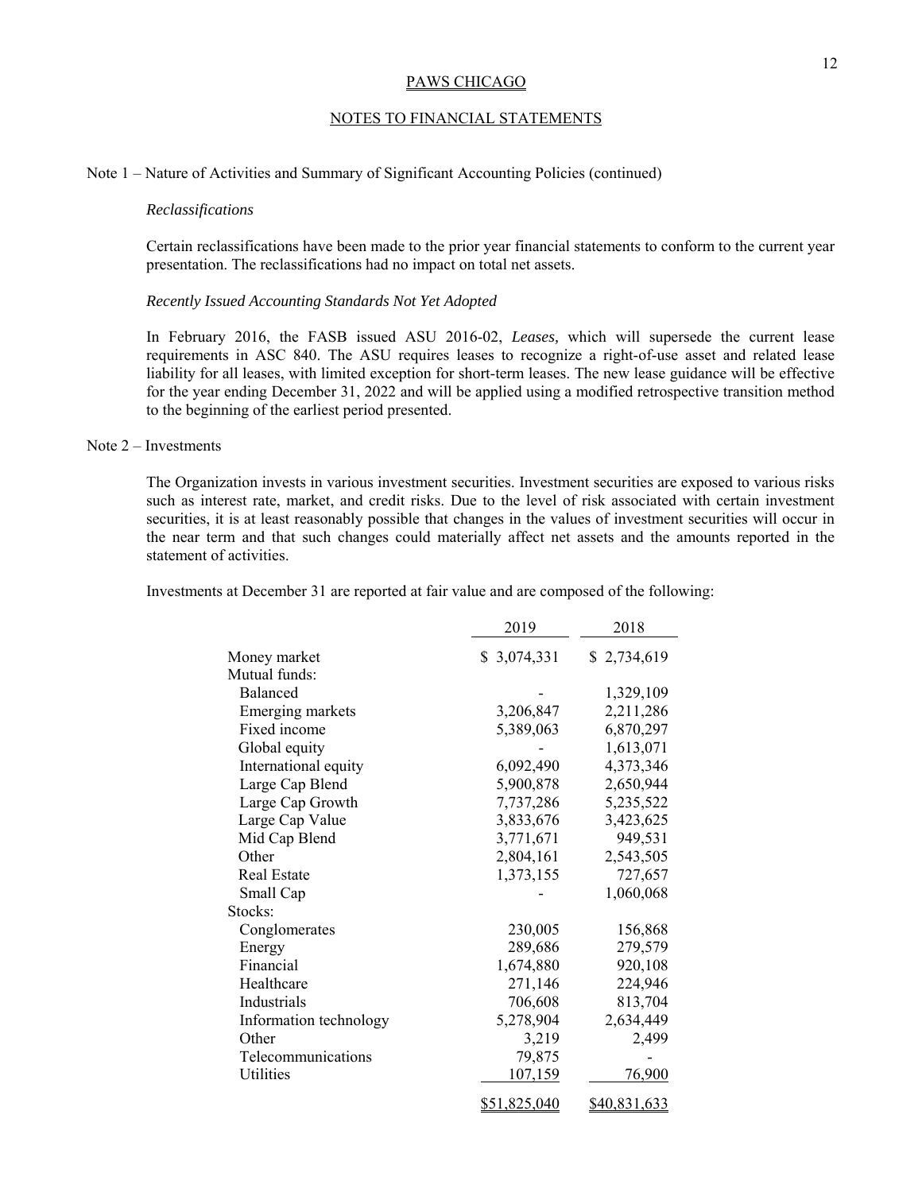PAWS CHICAGO

NOTES TO FINANCIAL STATEMENTS

Note 1 – Nature of Activities and Summary of Significant Accounting Policies (continued)

*Reclassifications*

Certain reclassifications have been made to the prior year financial statements to conform to the current year presentation. The reclassifications had no impact on total net assets.

*Recently Issued Accounting Standards Not Yet Adopted*

In February 2016, the FASB issued ASU 2016-02, *Leases,* which will supersede the current lease requirements in ASC 840. The ASU requires leases to recognize a right-of-use asset and related lease liability for all leases, with limited exception for short-term leases. The new lease guidance will be effective for the year ending December 31, 2022 and will be applied using a modified retrospective transition method to the beginning of the earliest period presented.

Note 2 – Investments

The Organization invests in various investment securities. Investment securities are exposed to various risks such as interest rate, market, and credit risks. Due to the level of risk associated with certain investment securities, it is at least reasonably possible that changes in the values of investment securities will occur in the near term and that such changes could materially affect net assets and the amounts reported in the statement of activities.

Investments at December 31 are reported at fair value and are composed of the following:

| | 2019 | 2018 |
|---|---|---|
| Money market | $ 3,074,331 | $ 2,734,619 |
| Mutual funds: | | |
| Balanced | - | 1,329,109 |
| Emerging markets | 3,206,847 | 2,211,286 |
| Fixed income | 5,389,063 | 6,870,297 |
| Global equity | - | 1,613,071 |
| International equity | 6,092,490 | 4,373,346 |
| Large Cap Blend | 5,900,878 | 2,650,944 |
| Large Cap Growth | 7,737,286 | 5,235,522 |
| Large Cap Value | 3,833,676 | 3,423,625 |
| Mid Cap Blend | 3,771,671 | 949,531 |
| Other | 2,804,161 | 2,543,505 |
| Real Estate | 1,373,155 | 727,657 |
| Small Cap | - | 1,060,068 |
| Stocks: | | |
| Conglomerates | 230,005 | 156,868 |
| Energy | 289,686 | 279,579 |
| Financial | 1,674,880 | 920,108 |
| Healthcare | 271,146 | 224,946 |
| Industrials | 706,608 | 813,704 |
| Information technology | 5,278,904 | 2,634,449 |
| Other | 3,219 | 2,499 |
| Telecommunications | 79,875 | - |
| Utilities | 107,159 | 76,900 |
| | $51,825,040 | $40,831,633 |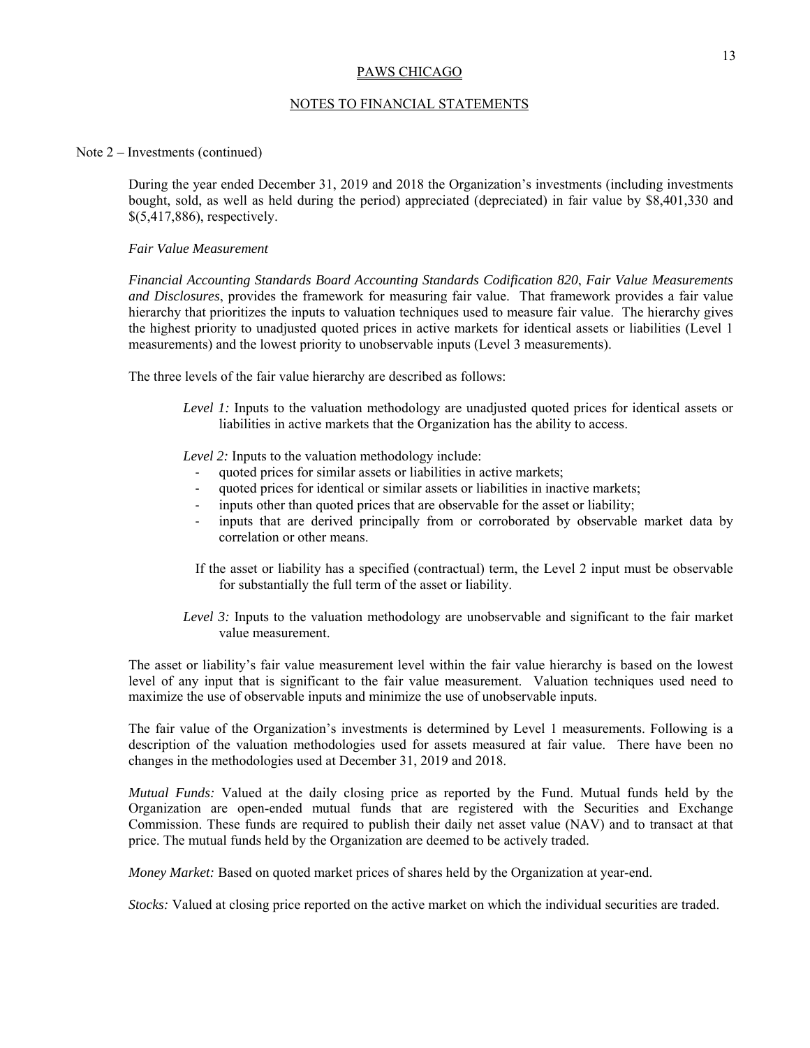PAWS CHICAGO

NOTES TO FINANCIAL STATEMENTS

Note 2 – Investments (continued)

During the year ended December 31, 2019 and 2018 the Organization's investments (including investments bought, sold, as well as held during the period) appreciated (depreciated) in fair value by $8,401,330 and $(5,417,886), respectively.

*Fair Value Measurement*

*Financial Accounting Standards Board Accounting Standards Codification 820*, *Fair Value Measurements and Disclosures*, provides the framework for measuring fair value. That framework provides a fair value hierarchy that prioritizes the inputs to valuation techniques used to measure fair value. The hierarchy gives the highest priority to unadjusted quoted prices in active markets for identical assets or liabilities (Level 1 measurements) and the lowest priority to unobservable inputs (Level 3 measurements).

The three levels of the fair value hierarchy are described as follows:

*Level 1:* Inputs to the valuation methodology are unadjusted quoted prices for identical assets or liabilities in active markets that the Organization has the ability to access.

*Level 2:* Inputs to the valuation methodology include:

- quoted prices for similar assets or liabilities in active markets;
- quoted prices for identical or similar assets or liabilities in inactive markets;
- inputs other than quoted prices that are observable for the asset or liability;
- inputs that are derived principally from or corroborated by observable market data by correlation or other means.

If the asset or liability has a specified (contractual) term, the Level 2 input must be observable for substantially the full term of the asset or liability.

*Level 3:* Inputs to the valuation methodology are unobservable and significant to the fair market value measurement.

The asset or liability's fair value measurement level within the fair value hierarchy is based on the lowest level of any input that is significant to the fair value measurement. Valuation techniques used need to maximize the use of observable inputs and minimize the use of unobservable inputs.

The fair value of the Organization's investments is determined by Level 1 measurements. Following is a description of the valuation methodologies used for assets measured at fair value. There have been no changes in the methodologies used at December 31, 2019 and 2018.

*Mutual Funds:* Valued at the daily closing price as reported by the Fund. Mutual funds held by the Organization are open-ended mutual funds that are registered with the Securities and Exchange Commission. These funds are required to publish their daily net asset value (NAV) and to transact at that price. The mutual funds held by the Organization are deemed to be actively traded.

*Money Market:* Based on quoted market prices of shares held by the Organization at year-end.

*Stocks:* Valued at closing price reported on the active market on which the individual securities are traded.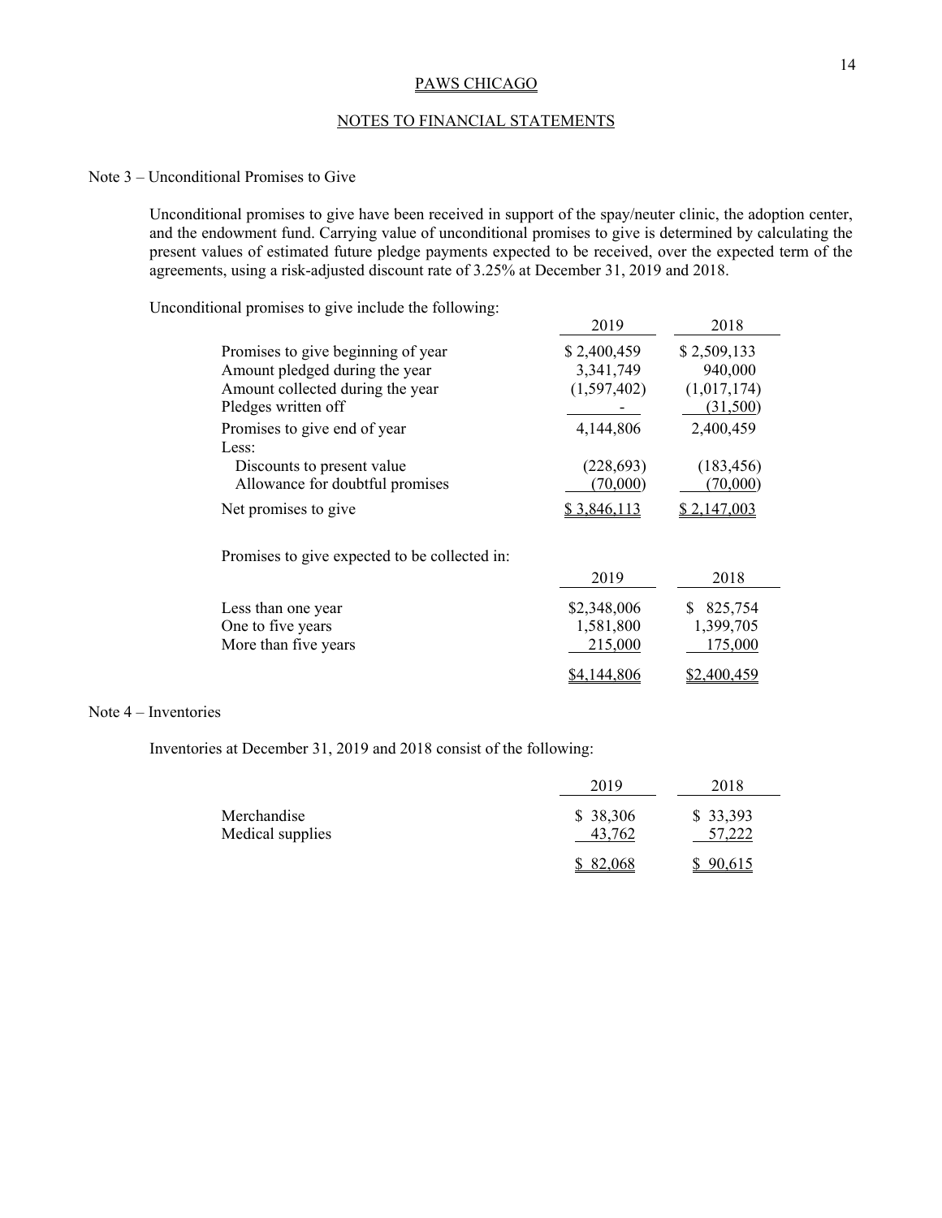# PAWS CHICAGO

## NOTES TO FINANCIAL STATEMENTS

### Note 3 – Unconditional Promises to Give

Unconditional promises to give have been received in support of the spay/neuter clinic, the adoption center, and the endowment fund. Carrying value of unconditional promises to give is determined by calculating the present values of estimated future pledge payments expected to be received, over the expected term of the agreements, using a risk-adjusted discount rate of 3.25% at December 31, 2019 and 2018.

Unconditional promises to give include the following:

| | 2019 | 2018 |
|---|---|---|
| Promises to give beginning of year | $ 2,400,459 | $ 2,509,133 |
| Amount pledged during the year | 3,341,749 | 940,000 |
| Amount collected during the year | (1,597,402) | (1,017,174) |
| Pledges written off | - | (31,500) |
| Promises to give end of year | 4,144,806 | 2,400,459 |
| Less: | | |
| Discounts to present value | (228,693) | (183,456) |
| Allowance for doubtful promises | (70,000) | (70,000) |
| Net promises to give | $ 3,846,113 | $ 2,147,003 |

Promises to give expected to be collected in:

| | 2019 | 2018 |
|---|---|---|
| Less than one year | $2,348,006 | $ 825,754 |
| One to five years | 1,581,800 | 1,399,705 |
| More than five years | 215,000 | 175,000 |
| | $4,144,806 | $2,400,459 |

### Note 4 – Inventories

Inventories at December 31, 2019 and 2018 consist of the following:

| | 2019 | 2018 |
|---|---|---|
| Merchandise | $ 38,306 | $ 33,393 |
| Medical supplies | 43,762 | 57,222 |
| | $ 82,068 | $ 90,615 |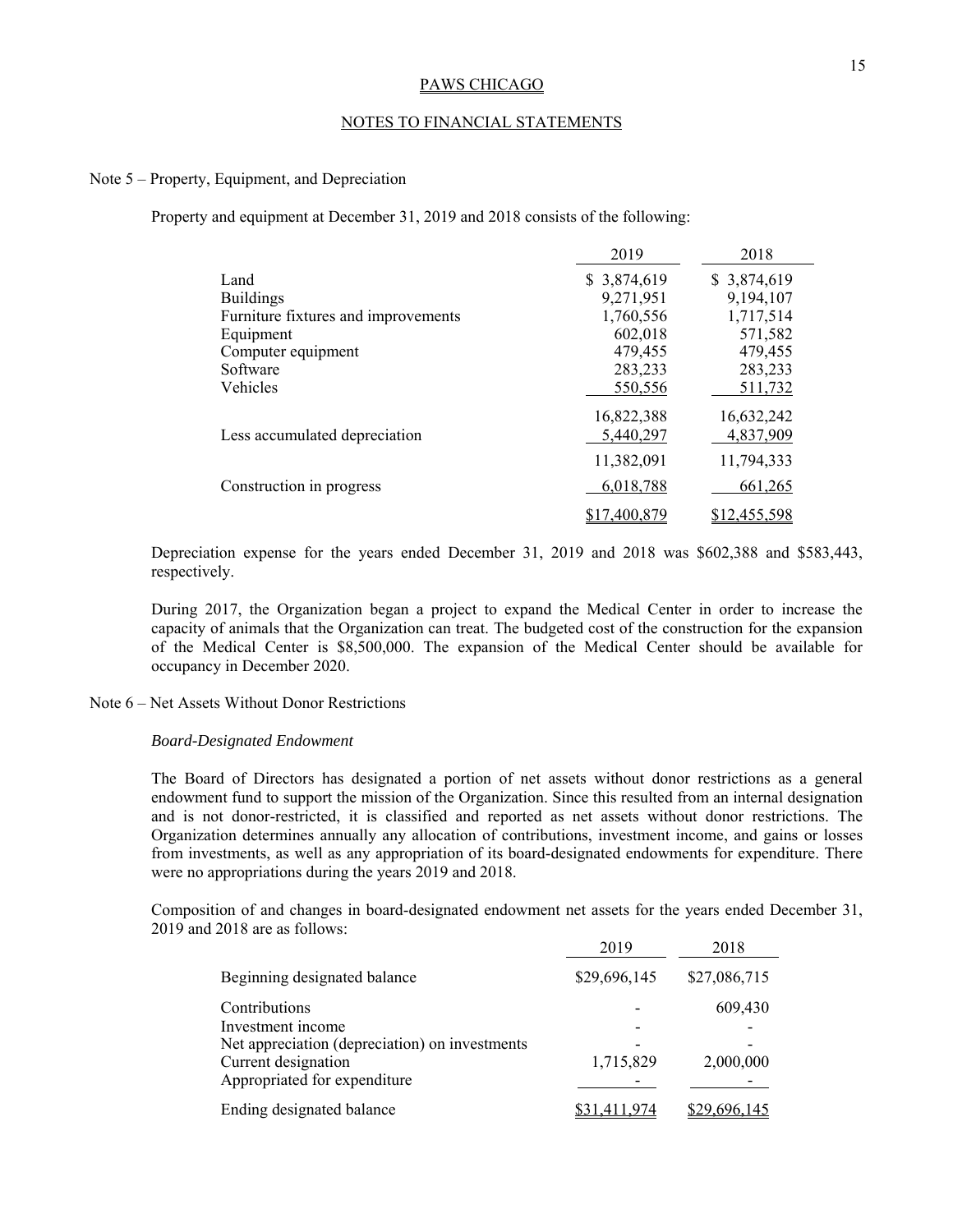PAWS CHICAGO

NOTES TO FINANCIAL STATEMENTS

Note 5 – Property, Equipment, and Depreciation

Property and equipment at December 31, 2019 and 2018 consists of the following:

| | 2019 | 2018 |
|---|---|---|
| Land | $ 3,874,619 | $ 3,874,619 |
| Buildings | 9,271,951 | 9,194,107 |
| Furniture fixtures and improvements | 1,760,556 | 1,717,514 |
| Equipment | 602,018 | 571,582 |
| Computer equipment | 479,455 | 479,455 |
| Software | 283,233 | 283,233 |
| Vehicles | 550,556 | 511,732 |
| | 16,822,388 | 16,632,242 |
| Less accumulated depreciation | 5,440,297 | 4,837,909 |
| | 11,382,091 | 11,794,333 |
| Construction in progress | 6,018,788 | 661,265 |
| | $17,400,879 | $12,455,598 |

Depreciation expense for the years ended December 31, 2019 and 2018 was $602,388 and $583,443, respectively.

During 2017, the Organization began a project to expand the Medical Center in order to increase the capacity of animals that the Organization can treat. The budgeted cost of the construction for the expansion of the Medical Center is $8,500,000. The expansion of the Medical Center should be available for occupancy in December 2020.

Note 6 – Net Assets Without Donor Restrictions

*Board-Designated Endowment*

The Board of Directors has designated a portion of net assets without donor restrictions as a general endowment fund to support the mission of the Organization. Since this resulted from an internal designation and is not donor-restricted, it is classified and reported as net assets without donor restrictions. The Organization determines annually any allocation of contributions, investment income, and gains or losses from investments, as well as any appropriation of its board-designated endowments for expenditure. There were no appropriations during the years 2019 and 2018.

Composition of and changes in board-designated endowment net assets for the years ended December 31, 2019 and 2018 are as follows:

| | 2019 | 2018 |
|---|---|---|
| Beginning designated balance | $29,696,145 | $27,086,715 |
| Contributions | - | 609,430 |
| Investment income | - | - |
| Net appreciation (depreciation) on investments | - | - |
| Current designation | 1,715,829 | 2,000,000 |
| Appropriated for expenditure | - | - |
| Ending designated balance | $31,411,974 | $29,696,145 |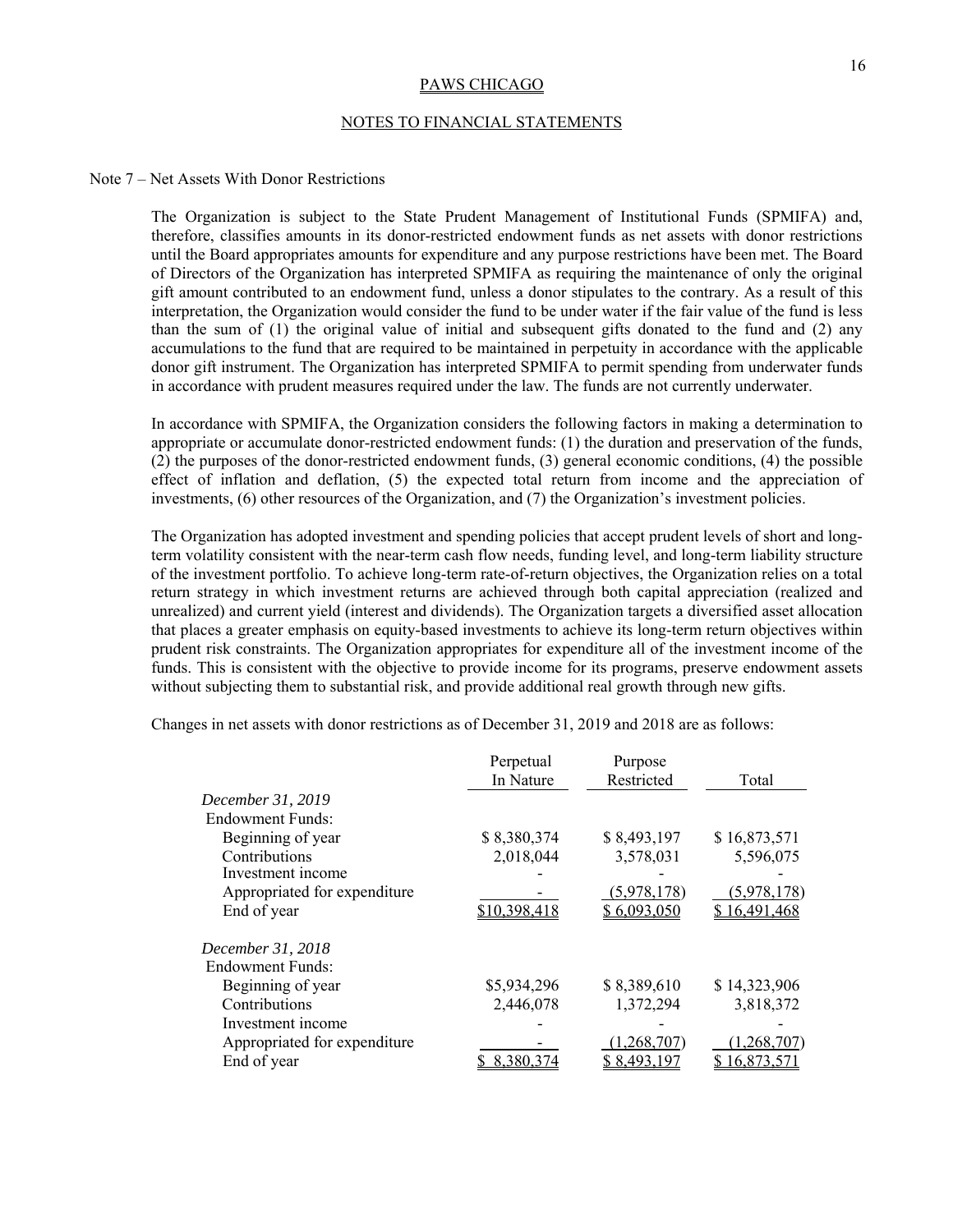PAWS CHICAGO

NOTES TO FINANCIAL STATEMENTS

Note 7 – Net Assets With Donor Restrictions

The Organization is subject to the State Prudent Management of Institutional Funds (SPMIFA) and, therefore, classifies amounts in its donor-restricted endowment funds as net assets with donor restrictions until the Board appropriates amounts for expenditure and any purpose restrictions have been met. The Board of Directors of the Organization has interpreted SPMIFA as requiring the maintenance of only the original gift amount contributed to an endowment fund, unless a donor stipulates to the contrary. As a result of this interpretation, the Organization would consider the fund to be under water if the fair value of the fund is less than the sum of (1) the original value of initial and subsequent gifts donated to the fund and (2) any accumulations to the fund that are required to be maintained in perpetuity in accordance with the applicable donor gift instrument. The Organization has interpreted SPMIFA to permit spending from underwater funds in accordance with prudent measures required under the law. The funds are not currently underwater.

In accordance with SPMIFA, the Organization considers the following factors in making a determination to appropriate or accumulate donor-restricted endowment funds: (1) the duration and preservation of the funds, (2) the purposes of the donor-restricted endowment funds, (3) general economic conditions, (4) the possible effect of inflation and deflation, (5) the expected total return from income and the appreciation of investments, (6) other resources of the Organization, and (7) the Organization's investment policies.

The Organization has adopted investment and spending policies that accept prudent levels of short and long-term volatility consistent with the near-term cash flow needs, funding level, and long-term liability structure of the investment portfolio. To achieve long-term rate-of-return objectives, the Organization relies on a total return strategy in which investment returns are achieved through both capital appreciation (realized and unrealized) and current yield (interest and dividends). The Organization targets a diversified asset allocation that places a greater emphasis on equity-based investments to achieve its long-term return objectives within prudent risk constraints. The Organization appropriates for expenditure all of the investment income of the funds. This is consistent with the objective to provide income for its programs, preserve endowment assets without subjecting them to substantial risk, and provide additional real growth through new gifts.

Changes in net assets with donor restrictions as of December 31, 2019 and 2018 are as follows:

| | Perpetual In Nature | Purpose Restricted | Total |
|---|---|---|---|
| *December 31, 2019* | | | |
| Endowment Funds: | | | |
| Beginning of year | $ 8,380,374 | $ 8,493,197 | $ 16,873,571 |
| Contributions | 2,018,044 | 3,578,031 | 5,596,075 |
| Investment income | - | - | - |
| Appropriated for expenditure | - | (5,978,178) | (5,978,178) |
| End of year | $10,398,418 | $ 6,093,050 | $ 16,491,468 |
| *December 31, 2018* | | | |
| Endowment Funds: | | | |
| Beginning of year | $5,934,296 | $ 8,389,610 | $ 14,323,906 |
| Contributions | 2,446,078 | 1,372,294 | 3,818,372 |
| Investment income | - | - | - |
| Appropriated for expenditure | - | (1,268,707) | (1,268,707) |
| End of year | $ 8,380,374 | $ 8,493,197 | $ 16,873,571 |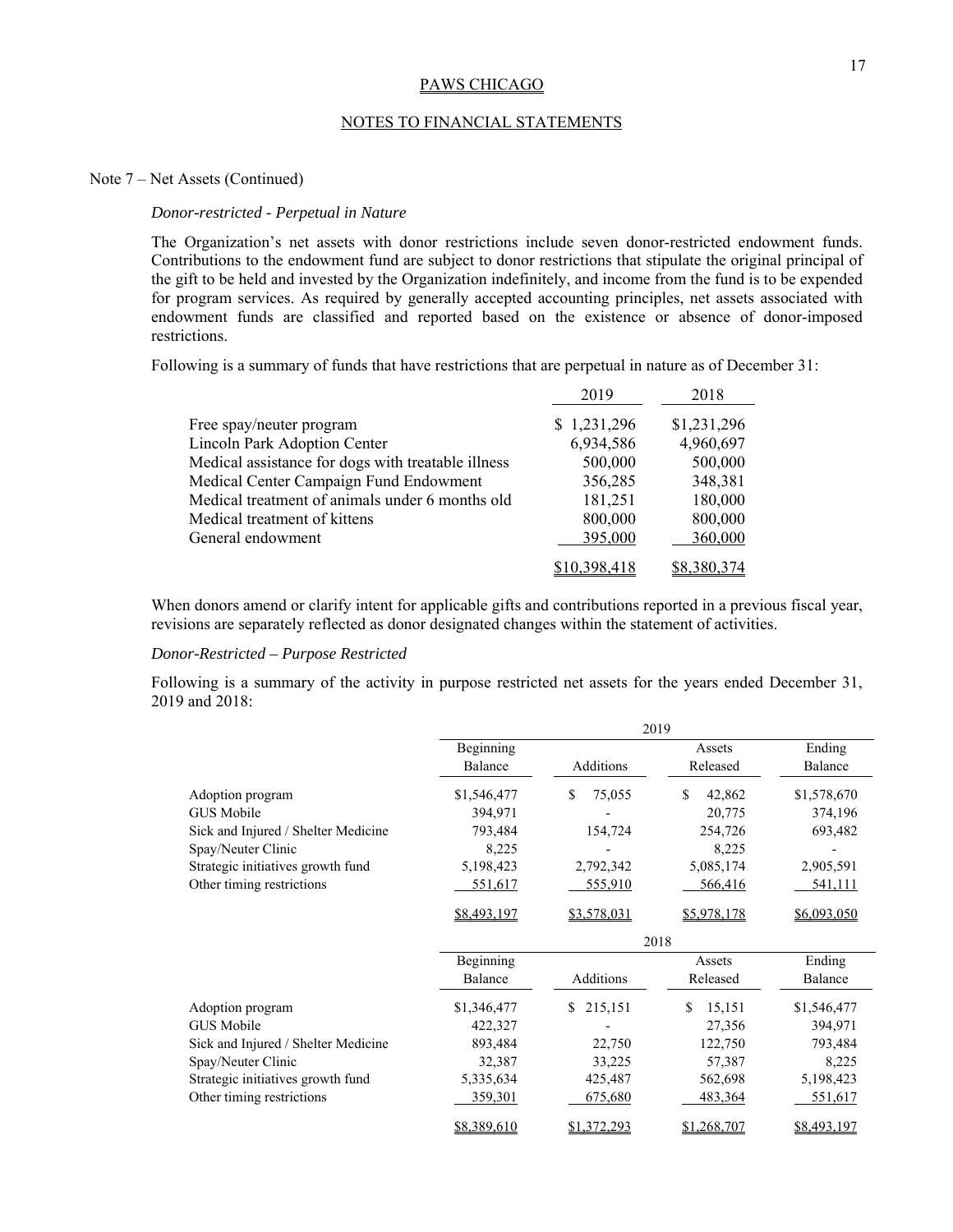PAWS CHICAGO

NOTES TO FINANCIAL STATEMENTS

Note 7 – Net Assets (Continued)

*Donor-restricted - Perpetual in Nature*

The Organization's net assets with donor restrictions include seven donor-restricted endowment funds. Contributions to the endowment fund are subject to donor restrictions that stipulate the original principal of the gift to be held and invested by the Organization indefinitely, and income from the fund is to be expended for program services. As required by generally accepted accounting principles, net assets associated with endowment funds are classified and reported based on the existence or absence of donor-imposed restrictions.

Following is a summary of funds that have restrictions that are perpetual in nature as of December 31:

| | 2019 | 2018 |
|---|---|---|
| Free spay/neuter program | $ 1,231,296 | $1,231,296 |
| Lincoln Park Adoption Center | 6,934,586 | 4,960,697 |
| Medical assistance for dogs with treatable illness | 500,000 | 500,000 |
| Medical Center Campaign Fund Endowment | 356,285 | 348,381 |
| Medical treatment of animals under 6 months old | 181,251 | 180,000 |
| Medical treatment of kittens | 800,000 | 800,000 |
| General endowment | 395,000 | 360,000 |
| | $10,398,418 | $8,380,374 |

When donors amend or clarify intent for applicable gifts and contributions reported in a previous fiscal year, revisions are separately reflected as donor designated changes within the statement of activities.

*Donor-Restricted – Purpose Restricted*

Following is a summary of the activity in purpose restricted net assets for the years ended December 31, 2019 and 2018:

| | 2019 | | | |
|---|---|---|---|---|
| | Beginning Balance | Additions | Assets Released | Ending Balance |
| Adoption program | $1,546,477 | $ 75,055 | $ 42,862 | $1,578,670 |
| GUS Mobile | 394,971 | - | 20,775 | 374,196 |
| Sick and Injured / Shelter Medicine | 793,484 | 154,724 | 254,726 | 693,482 |
| Spay/Neuter Clinic | 8,225 | - | 8,225 | - |
| Strategic initiatives growth fund | 5,198,423 | 2,792,342 | 5,085,174 | 2,905,591 |
| Other timing restrictions | 551,617 | 555,910 | 566,416 | 541,111 |
| | $8,493,197 | $3,578,031 | $5,978,178 | $6,093,050 |

| | 2018 | | | |
|---|---|---|---|---|
| | Beginning Balance | Additions | Assets Released | Ending Balance |
| Adoption program | $1,346,477 | $ 215,151 | $ 15,151 | $1,546,477 |
| GUS Mobile | 422,327 | - | 27,356 | 394,971 |
| Sick and Injured / Shelter Medicine | 893,484 | 22,750 | 122,750 | 793,484 |
| Spay/Neuter Clinic | 32,387 | 33,225 | 57,387 | 8,225 |
| Strategic initiatives growth fund | 5,335,634 | 425,487 | 562,698 | 5,198,423 |
| Other timing restrictions | 359,301 | 675,680 | 483,364 | 551,617 |
| | $8,389,610 | $1,372,293 | $1,268,707 | $8,493,197 |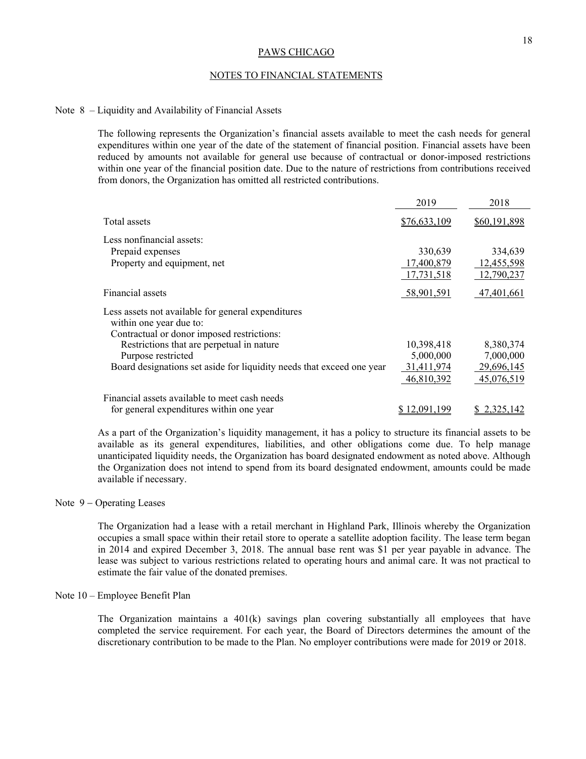## Note 8 – Liquidity and Availability of Financial Assets

The following represents the Organization's financial assets available to meet the cash needs for general expenditures within one year of the date of the statement of financial position. Financial assets have been reduced by amounts not available for general use because of contractual or donor-imposed restrictions within one year of the financial position date. Due to the nature of restrictions from contributions received from donors, the Organization has omitted all restricted contributions.

| | 2019 | 2018 |
|---|---|---|
| Total assets | $76,633,109 | $60,191,898 |
| Less nonfinancial assets: | | |
| Prepaid expenses | 330,639 | 334,639 |
| Property and equipment, net | 17,400,879 | 12,455,598 |
| | 17,731,518 | 12,790,237 |
| Financial assets | 58,901,591 | 47,401,661 |
| Less assets not available for general expenditures within one year due to: | | |
| Contractual or donor imposed restrictions: | | |
| Restrictions that are perpetual in nature | 10,398,418 | 8,380,374 |
| Purpose restricted | 5,000,000 | 7,000,000 |
| Board designations set aside for liquidity needs that exceed one year | 31,411,974 | 29,696,145 |
| | 46,810,392 | 45,076,519 |
| Financial assets available to meet cash needs for general expenditures within one year | $ 12,091,199 | $ 2,325,142 |

As a part of the Organization's liquidity management, it has a policy to structure its financial assets to be available as its general expenditures, liabilities, and other obligations come due. To help manage unanticipated liquidity needs, the Organization has board designated endowment as noted above. Although the Organization does not intend to spend from its board designated endowment, amounts could be made available if necessary.

## Note 9 – Operating Leases

The Organization had a lease with a retail merchant in Highland Park, Illinois whereby the Organization occupies a small space within their retail store to operate a satellite adoption facility. The lease term began in 2014 and expired December 3, 2018. The annual base rent was $1 per year payable in advance. The lease was subject to various restrictions related to operating hours and animal care. It was not practical to estimate the fair value of the donated premises.

## Note 10 – Employee Benefit Plan

The Organization maintains a 401(k) savings plan covering substantially all employees that have completed the service requirement. For each year, the Board of Directors determines the amount of the discretionary contribution to be made to the Plan. No employer contributions were made for 2019 or 2018.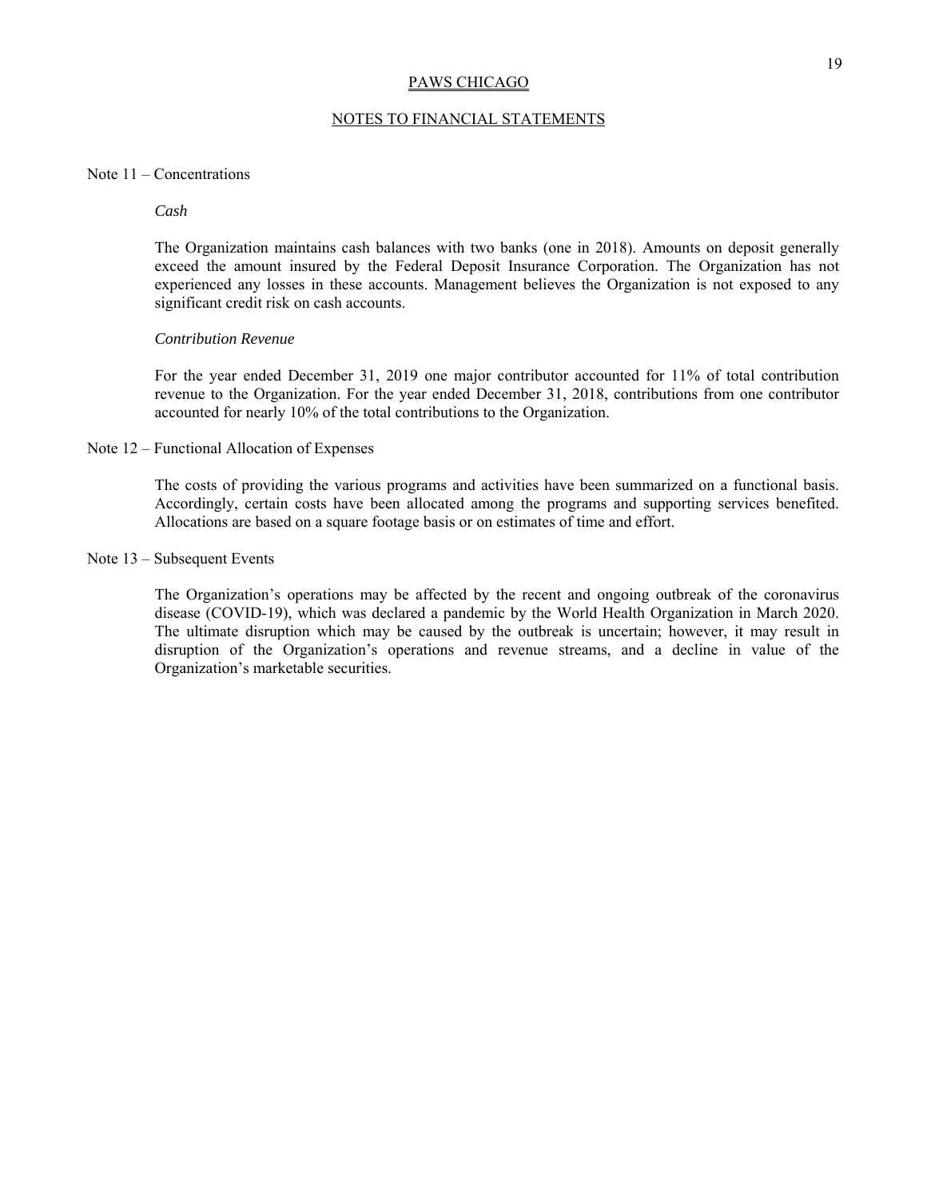## Note 11 – Concentrations

*Cash*

The Organization maintains cash balances with two banks (one in 2018). Amounts on deposit generally exceed the amount insured by the Federal Deposit Insurance Corporation. The Organization has not experienced any losses in these accounts. Management believes the Organization is not exposed to any significant credit risk on cash accounts.

*Contribution Revenue*

For the year ended December 31, 2019 one major contributor accounted for 11% of total contribution revenue to the Organization. For the year ended December 31, 2018, contributions from one contributor accounted for nearly 10% of the total contributions to the Organization.

## Note 12 – Functional Allocation of Expenses

The costs of providing the various programs and activities have been summarized on a functional basis. Accordingly, certain costs have been allocated among the programs and supporting services benefited. Allocations are based on a square footage basis or on estimates of time and effort.

## Note 13 – Subsequent Events

The Organization's operations may be affected by the recent and ongoing outbreak of the coronavirus disease (COVID-19), which was declared a pandemic by the World Health Organization in March 2020. The ultimate disruption which may be caused by the outbreak is uncertain; however, it may result in disruption of the Organization's operations and revenue streams, and a decline in value of the Organization's marketable securities.